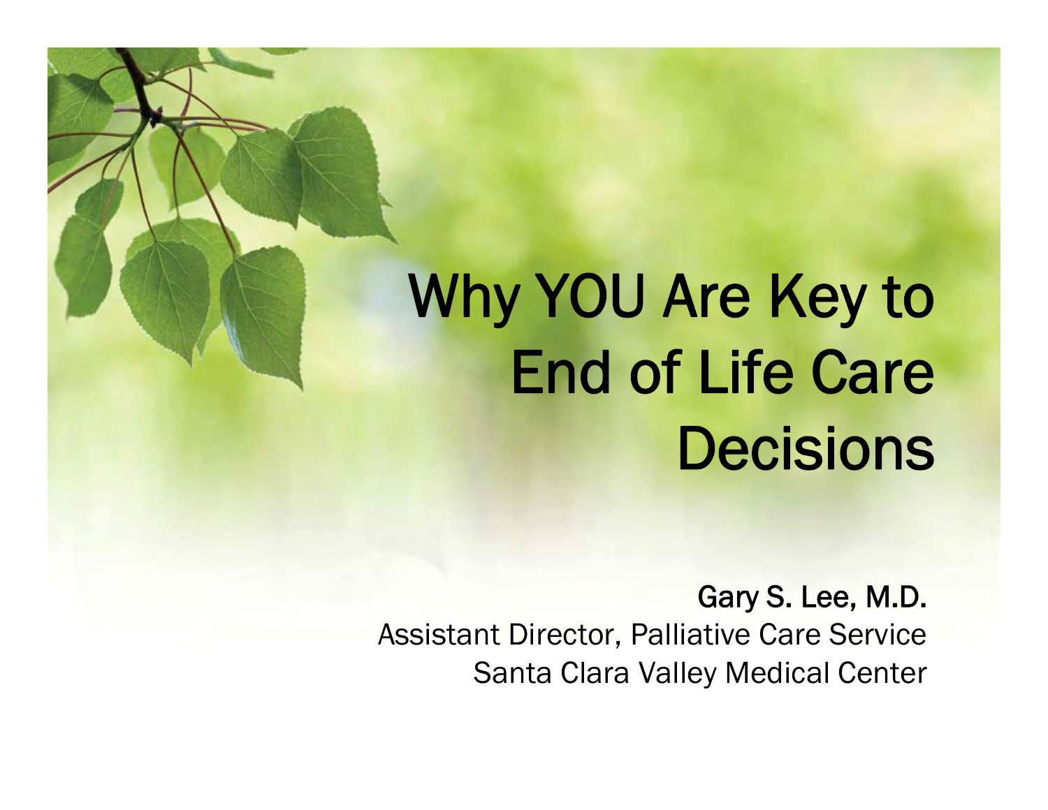# Why YOU Are Key to End of Life Care Decisions

**Gary S. Lee, M.D.**
Assistant Director, Palliative Care Service
Santa Clara Valley Medical Center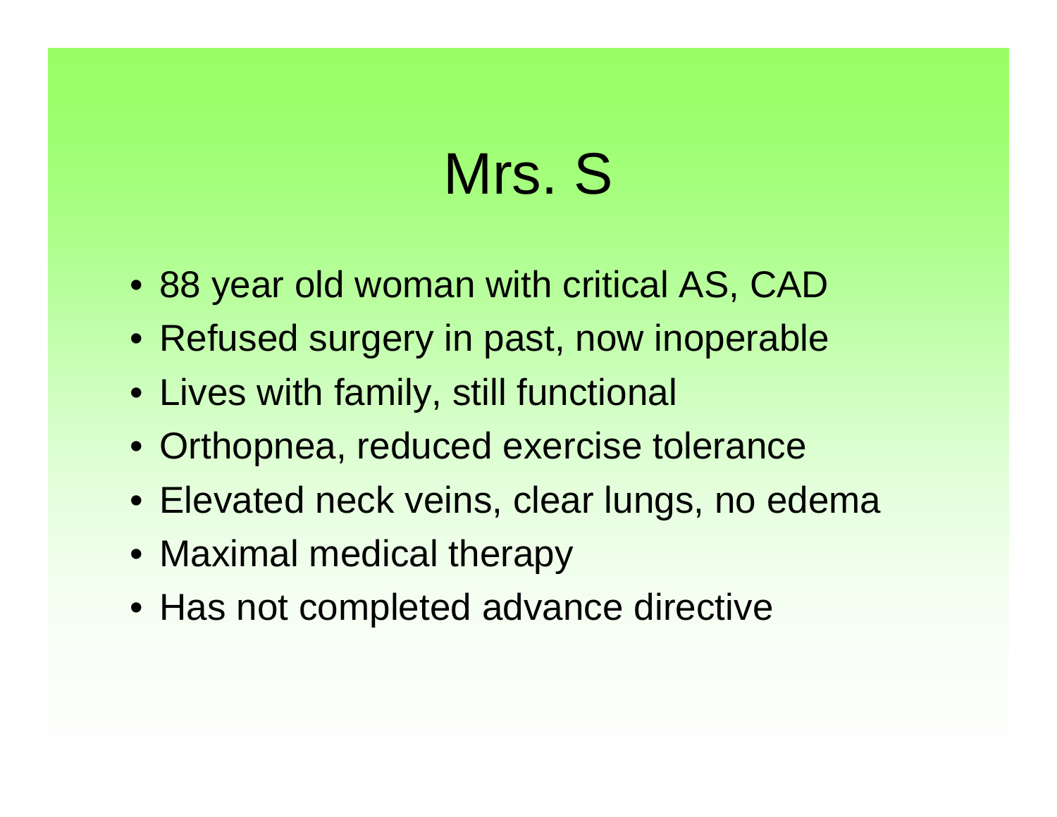# Mrs. S

- 88 year old woman with critical AS, CAD
- Refused surgery in past, now inoperable
- Lives with family, still functional
- Orthopnea, reduced exercise tolerance
- Elevated neck veins, clear lungs, no edema
- Maximal medical therapy
- Has not completed advance directive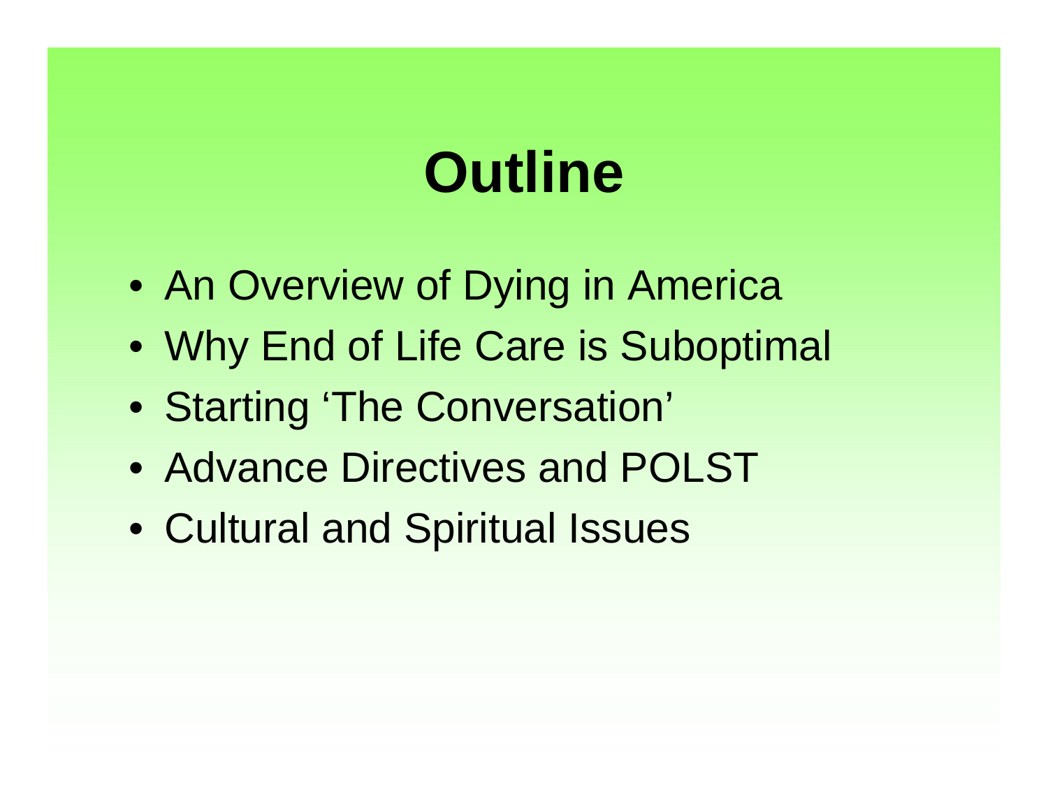# Outline

- An Overview of Dying in America
- Why End of Life Care is Suboptimal
- Starting ‘The Conversation’
- Advance Directives and POLST
- Cultural and Spiritual Issues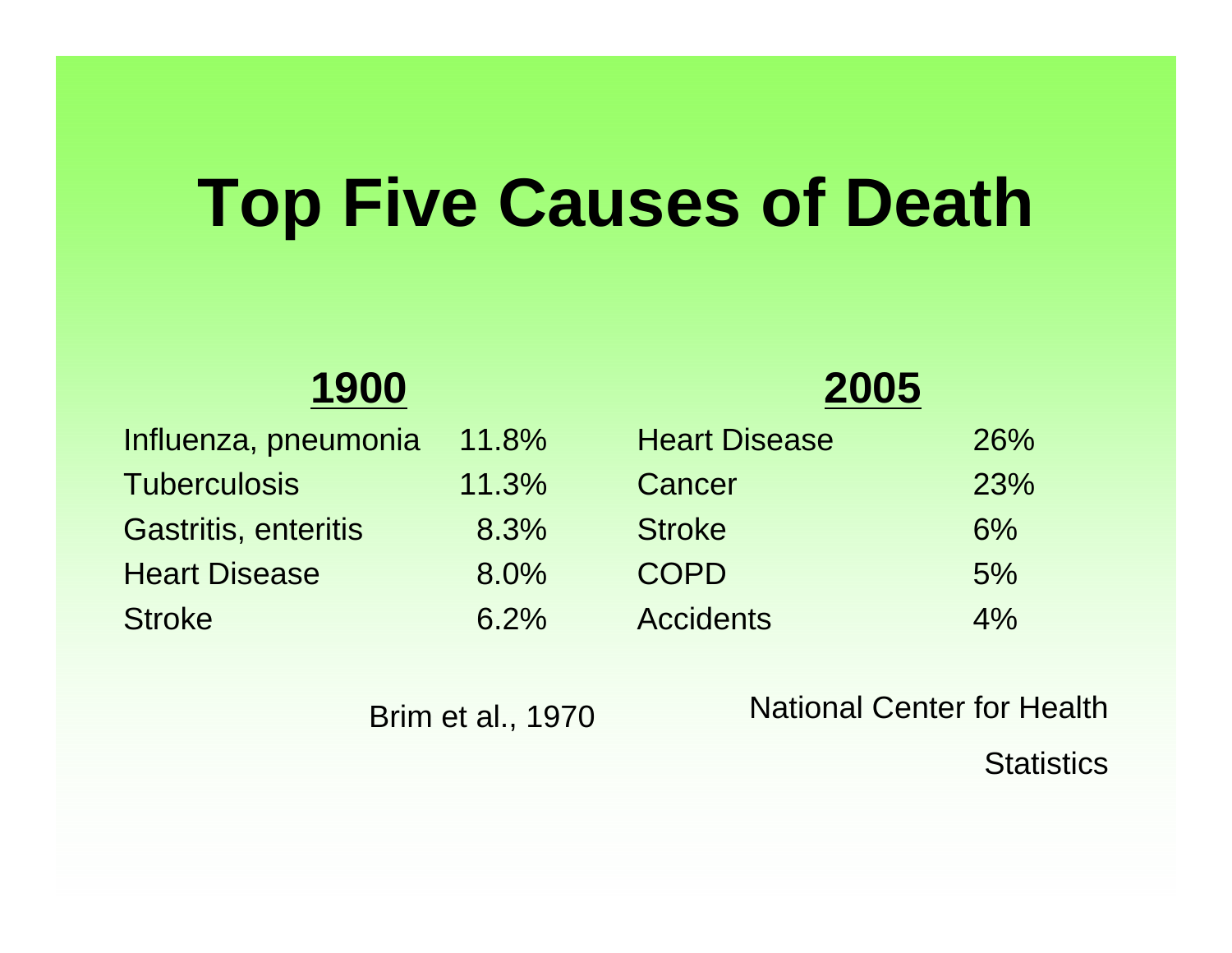# Top Five Causes of Death

| 1900 | | 2005 | |
|---|---|---|---|
| Influenza, pneumonia | 11.8% | Heart Disease | 26% |
| Tuberculosis | 11.3% | Cancer | 23% |
| Gastritis, enteritis | 8.3% | Stroke | 6% |
| Heart Disease | 8.0% | COPD | 5% |
| Stroke | 6.2% | Accidents | 4% |

Brim et al., 1970

National Center for Health Statistics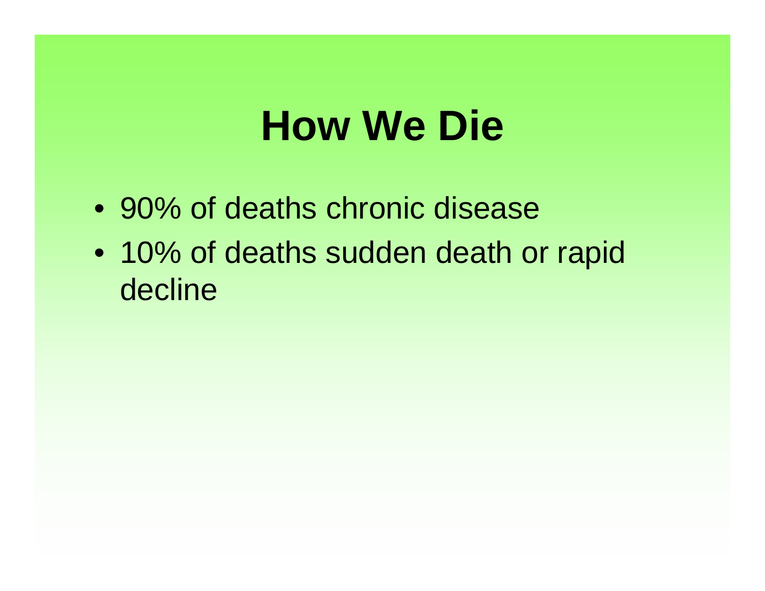# How We Die

- 90% of deaths chronic disease
- 10% of deaths sudden death or rapid decline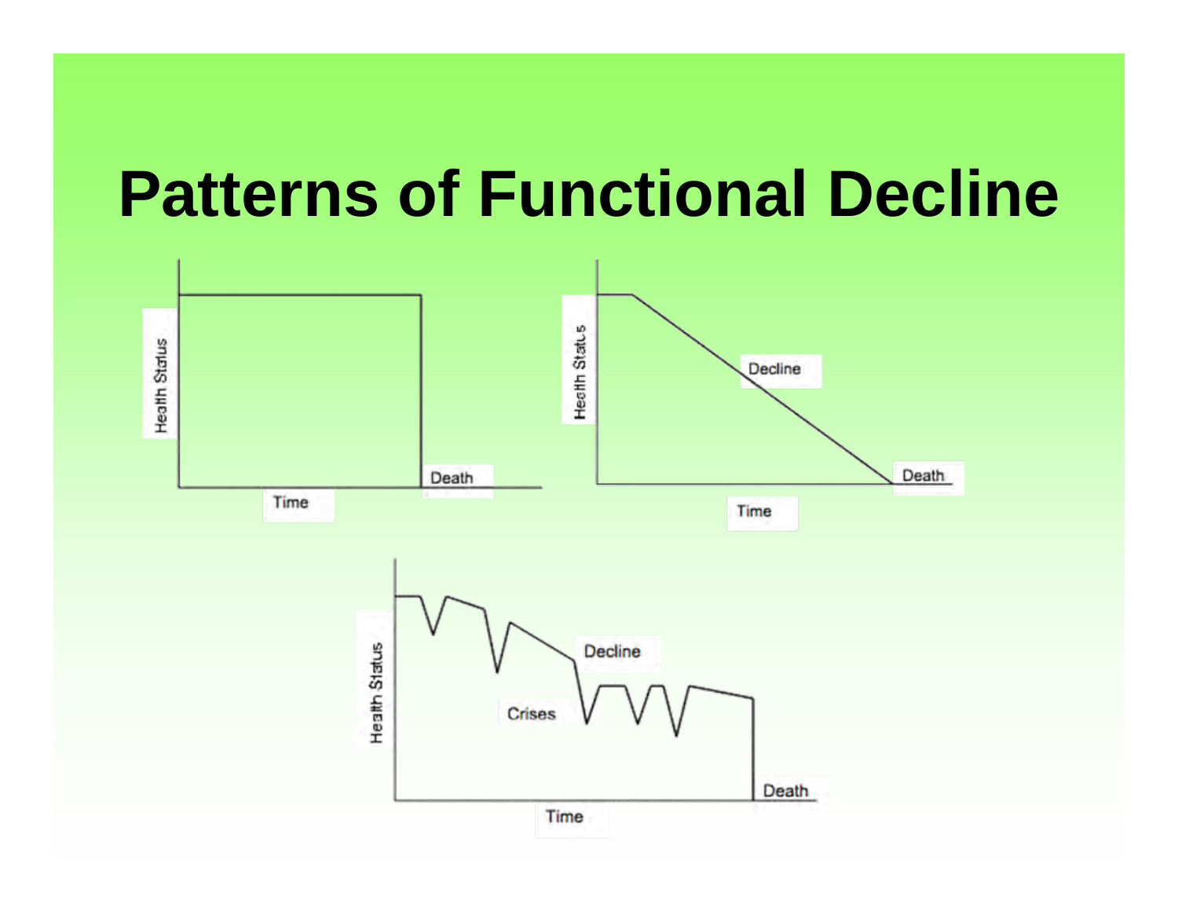# Patterns of Functional Decline

Health Status

Time

Death

Health Status

Decline

Death

Time

Health Status

Decline

Crises

Death

Time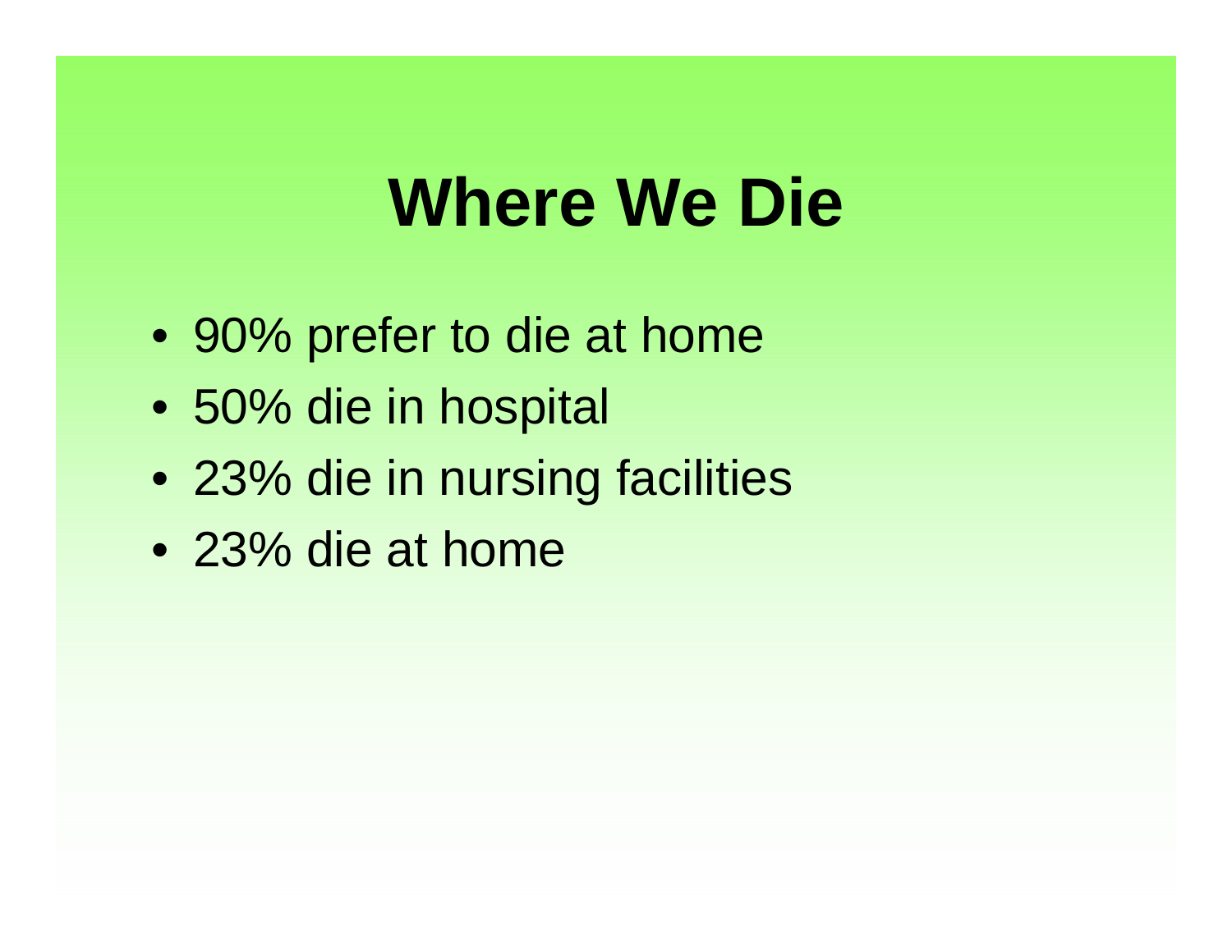# Where We Die

- 90% prefer to die at home
- 50% die in hospital
- 23% die in nursing facilities
- 23% die at home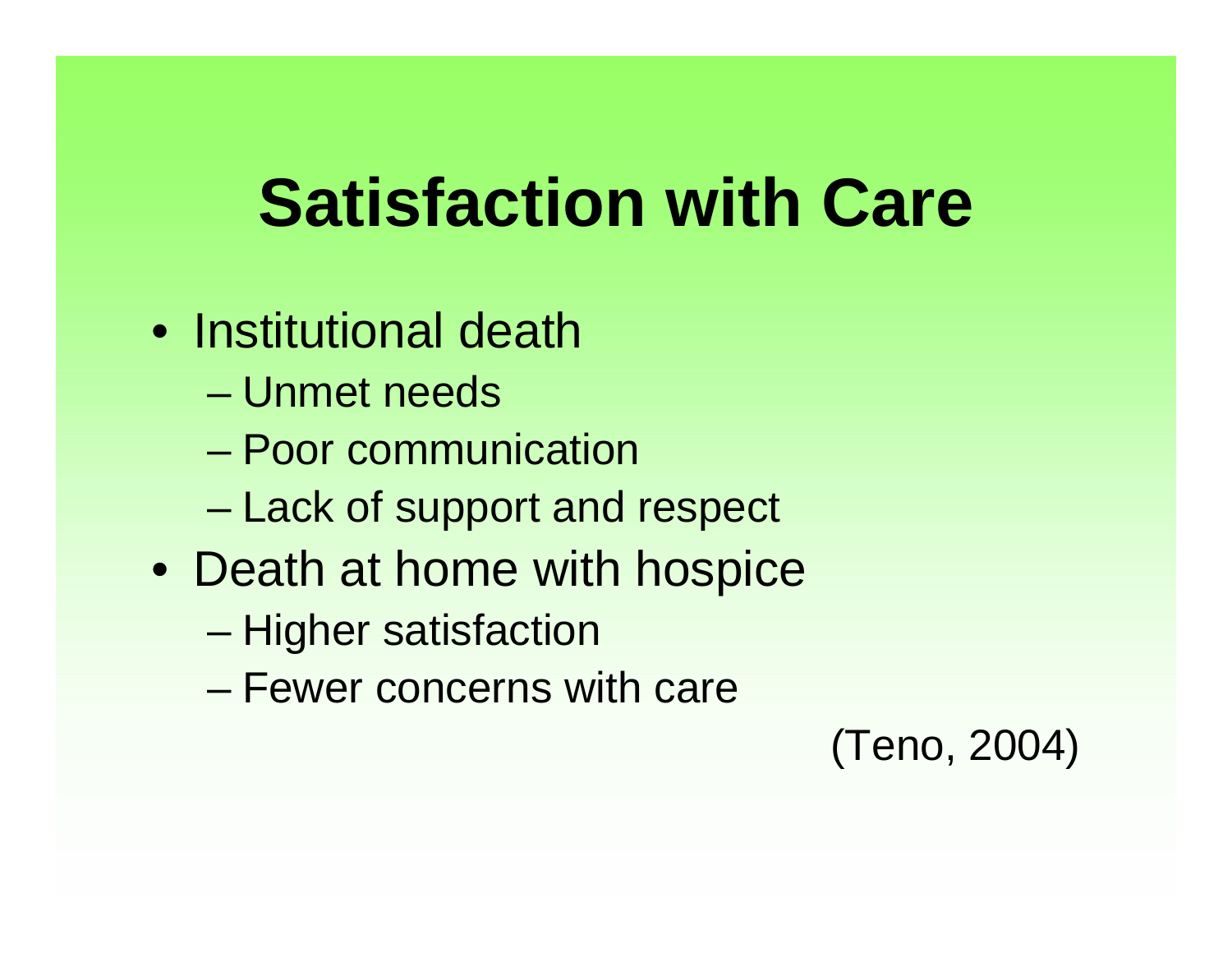# Satisfaction with Care

- Institutional death
  - Unmet needs
  - Poor communication
  - Lack of support and respect
- Death at home with hospice
  - Higher satisfaction
  - Fewer concerns with care

(Teno, 2004)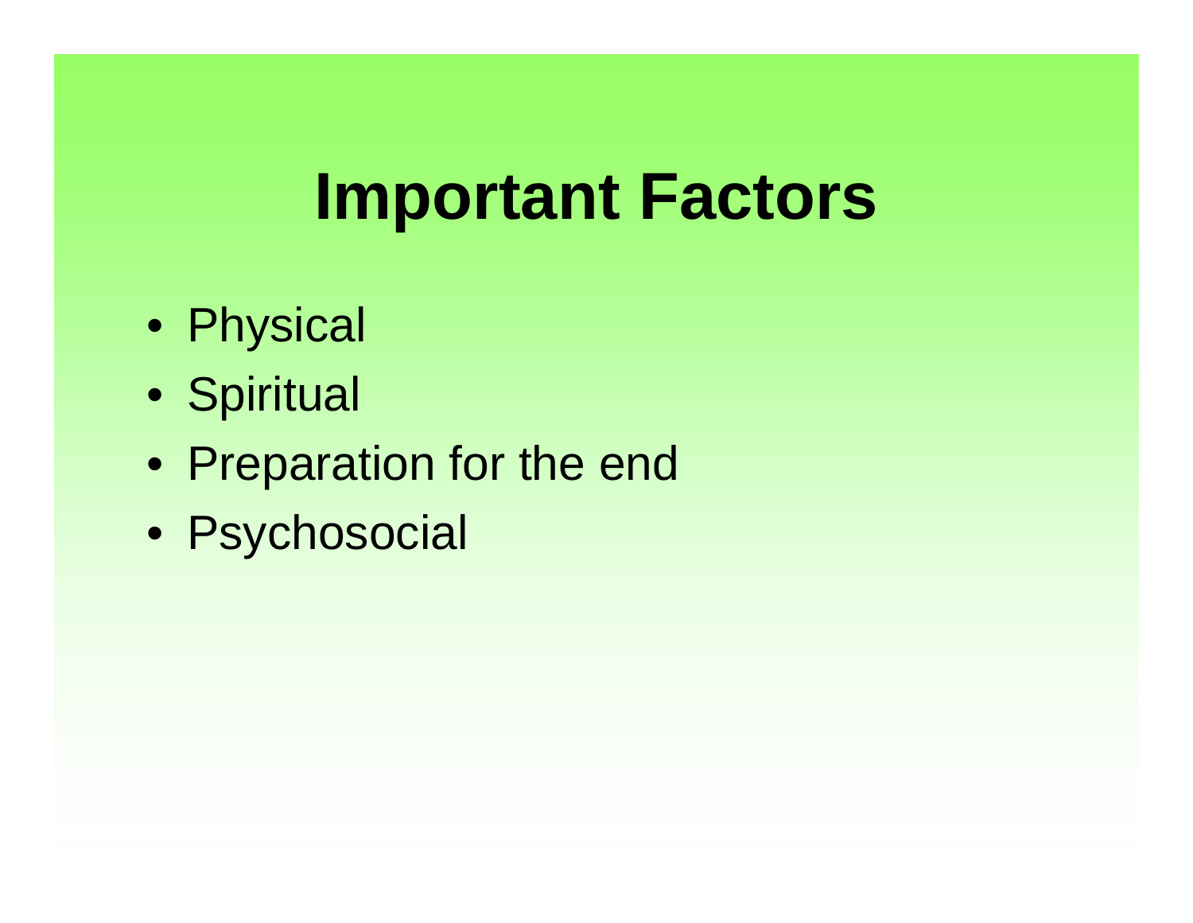# Important Factors

- Physical
- Spiritual
- Preparation for the end
- Psychosocial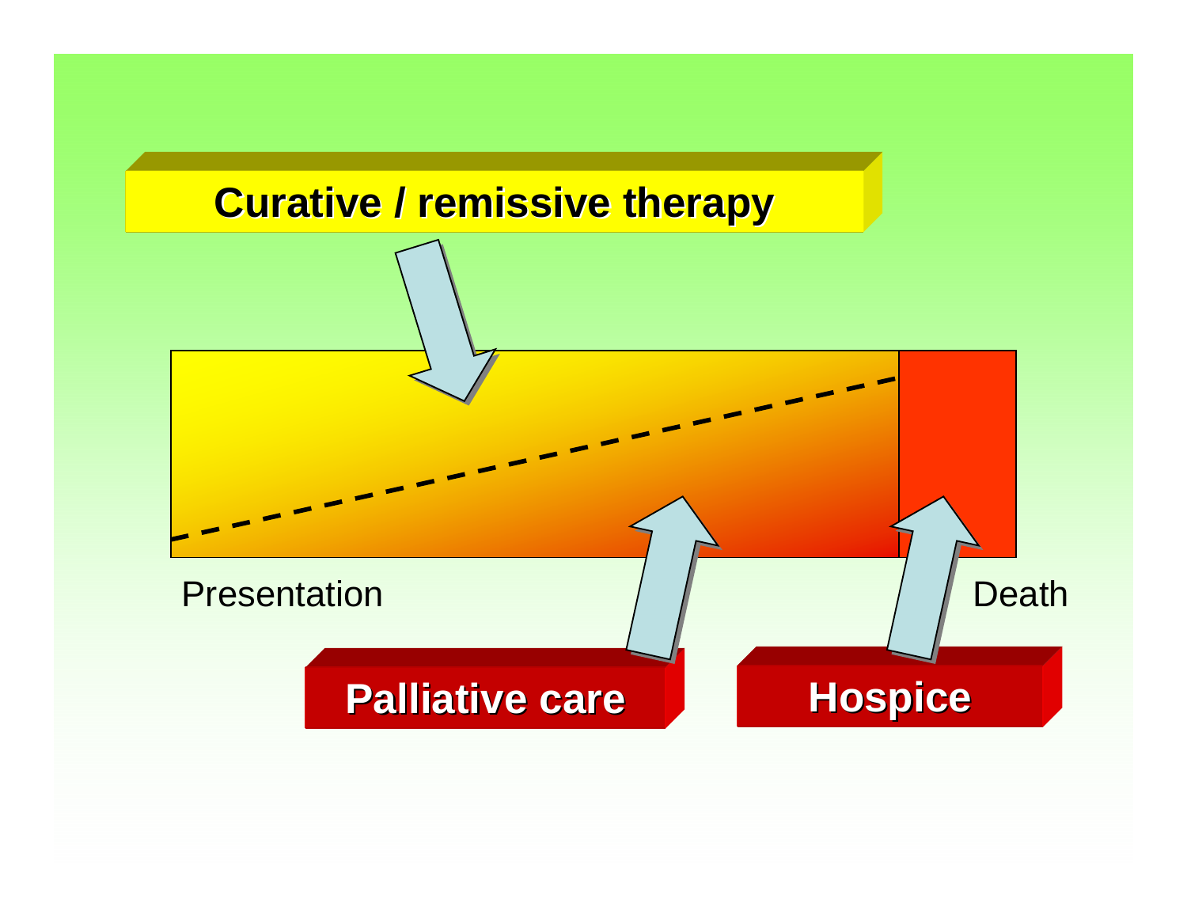**Curative / remissive therapy**

Presentation

Death

**Palliative care**

**Hospice**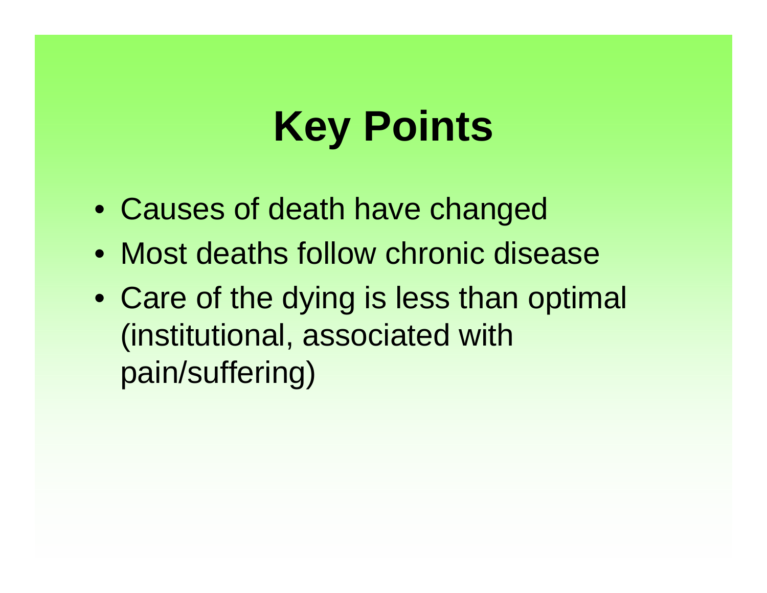# Key Points

- Causes of death have changed
- Most deaths follow chronic disease
- Care of the dying is less than optimal (institutional, associated with pain/suffering)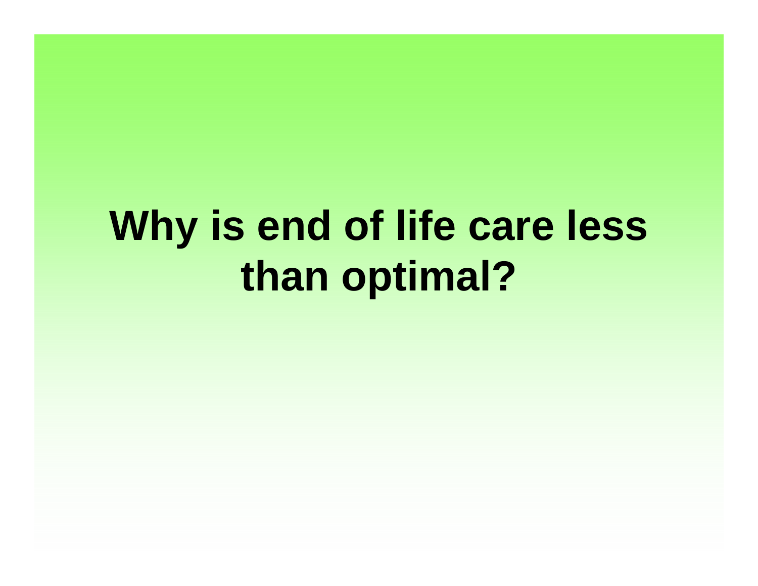# Why is end of life care less than optimal?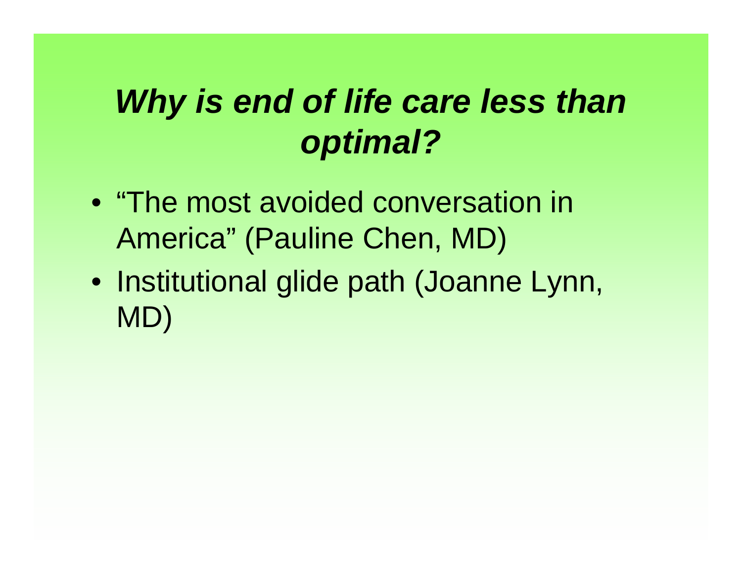# ***Why is end of life care less than optimal?***

- "The most avoided conversation in America" (Pauline Chen, MD)
- Institutional glide path (Joanne Lynn, MD)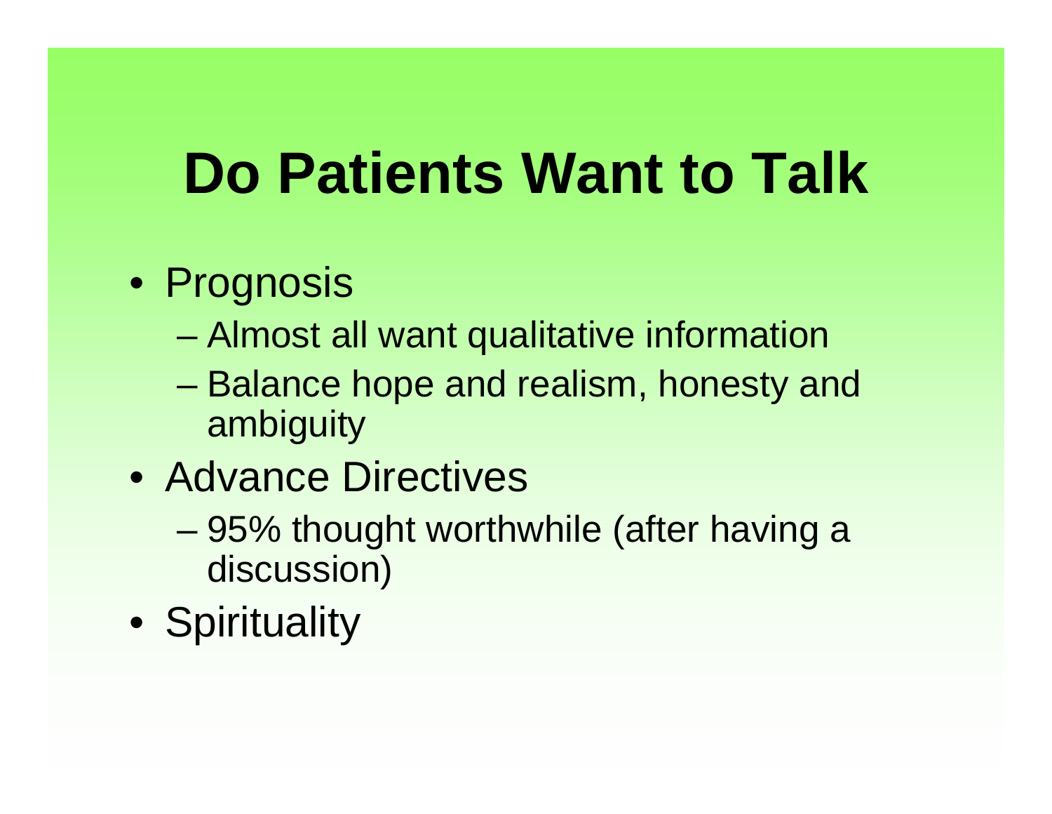# Do Patients Want to Talk

- Prognosis
  - Almost all want qualitative information
  - Balance hope and realism, honesty and ambiguity
- Advance Directives
  - 95% thought worthwhile (after having a discussion)
- Spirituality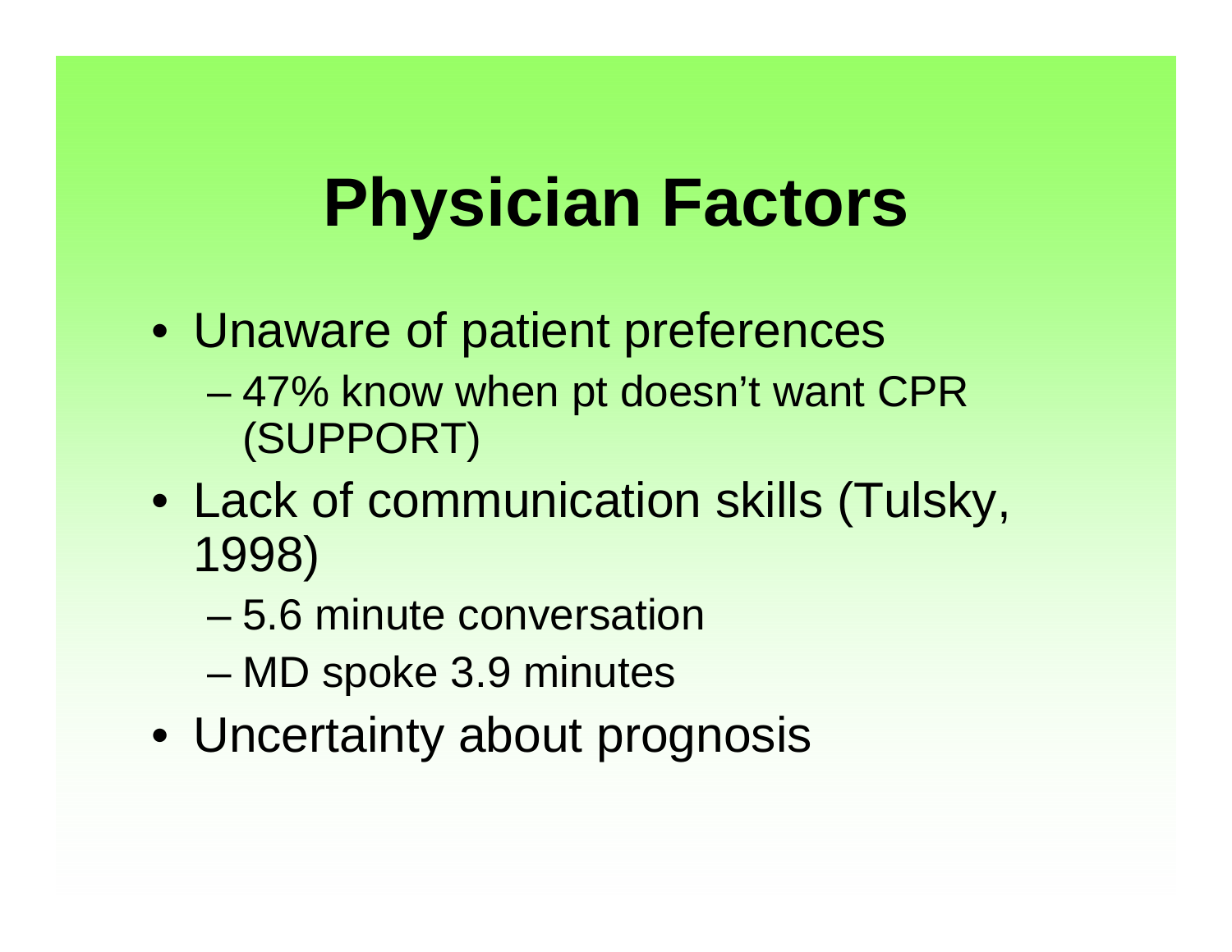# Physician Factors

- Unaware of patient preferences
  - 47% know when pt doesn't want CPR (SUPPORT)
- Lack of communication skills (Tulsky, 1998)
  - 5.6 minute conversation
  - MD spoke 3.9 minutes
- Uncertainty about prognosis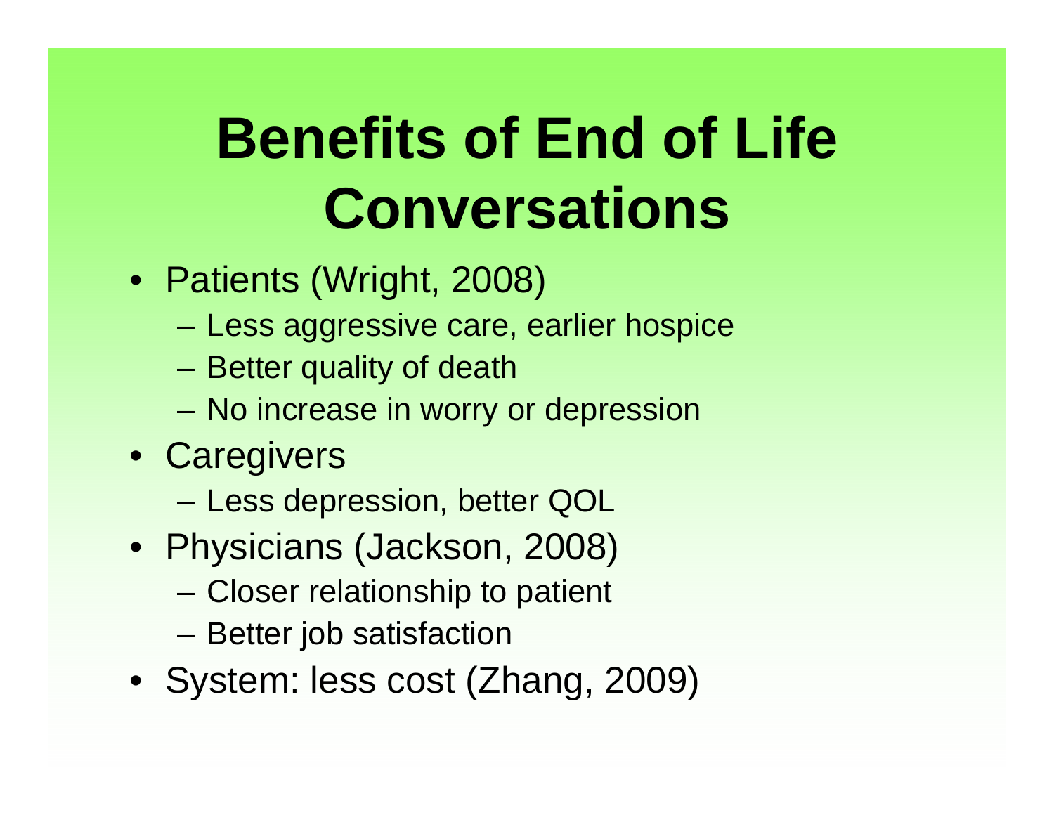# Benefits of End of Life Conversations

- Patients (Wright, 2008)
  - Less aggressive care, earlier hospice
  - Better quality of death
  - No increase in worry or depression
- Caregivers
  - Less depression, better QOL
- Physicians (Jackson, 2008)
  - Closer relationship to patient
  - Better job satisfaction
- System: less cost (Zhang, 2009)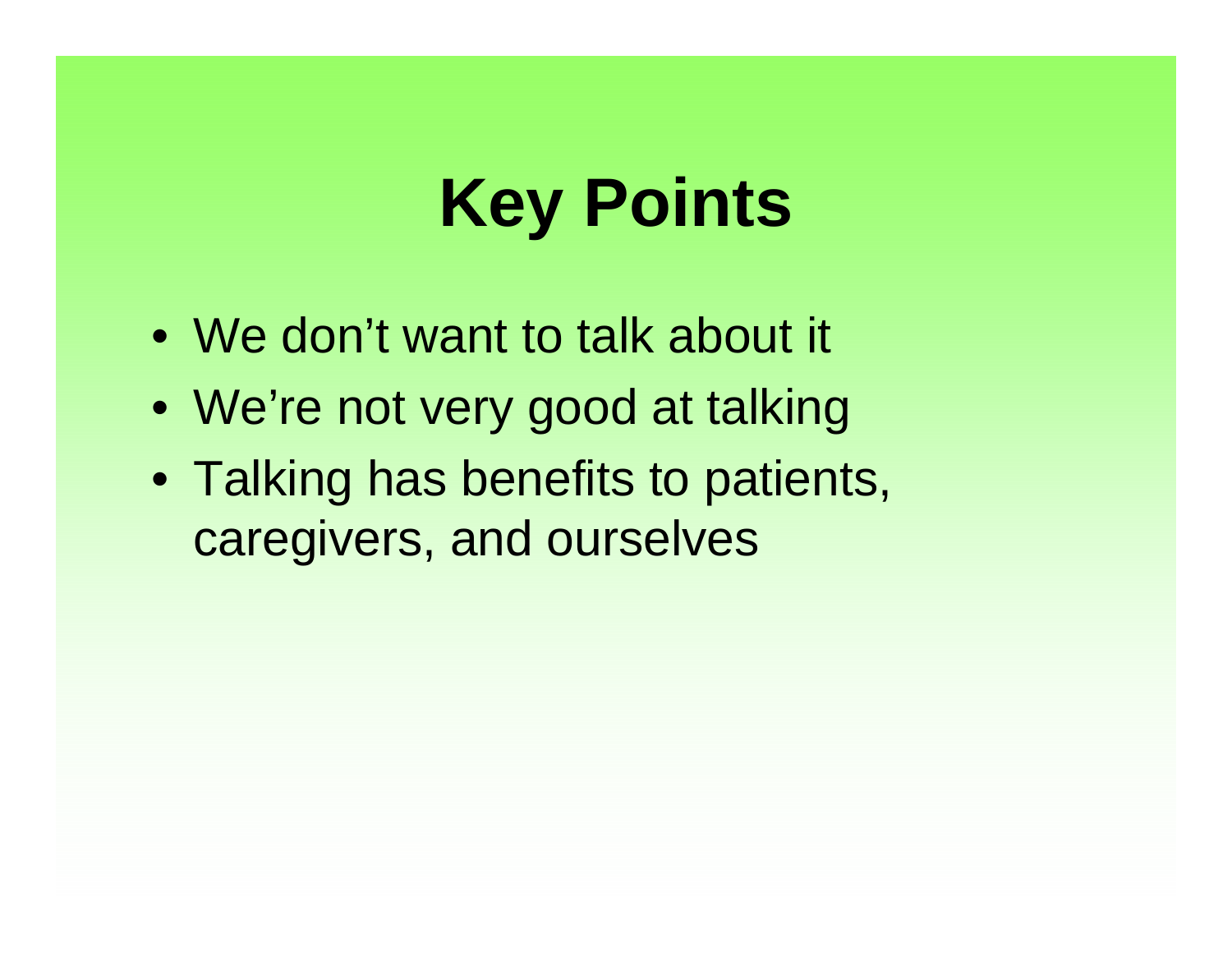# Key Points

- We don’t want to talk about it
- We’re not very good at talking
- Talking has benefits to patients, caregivers, and ourselves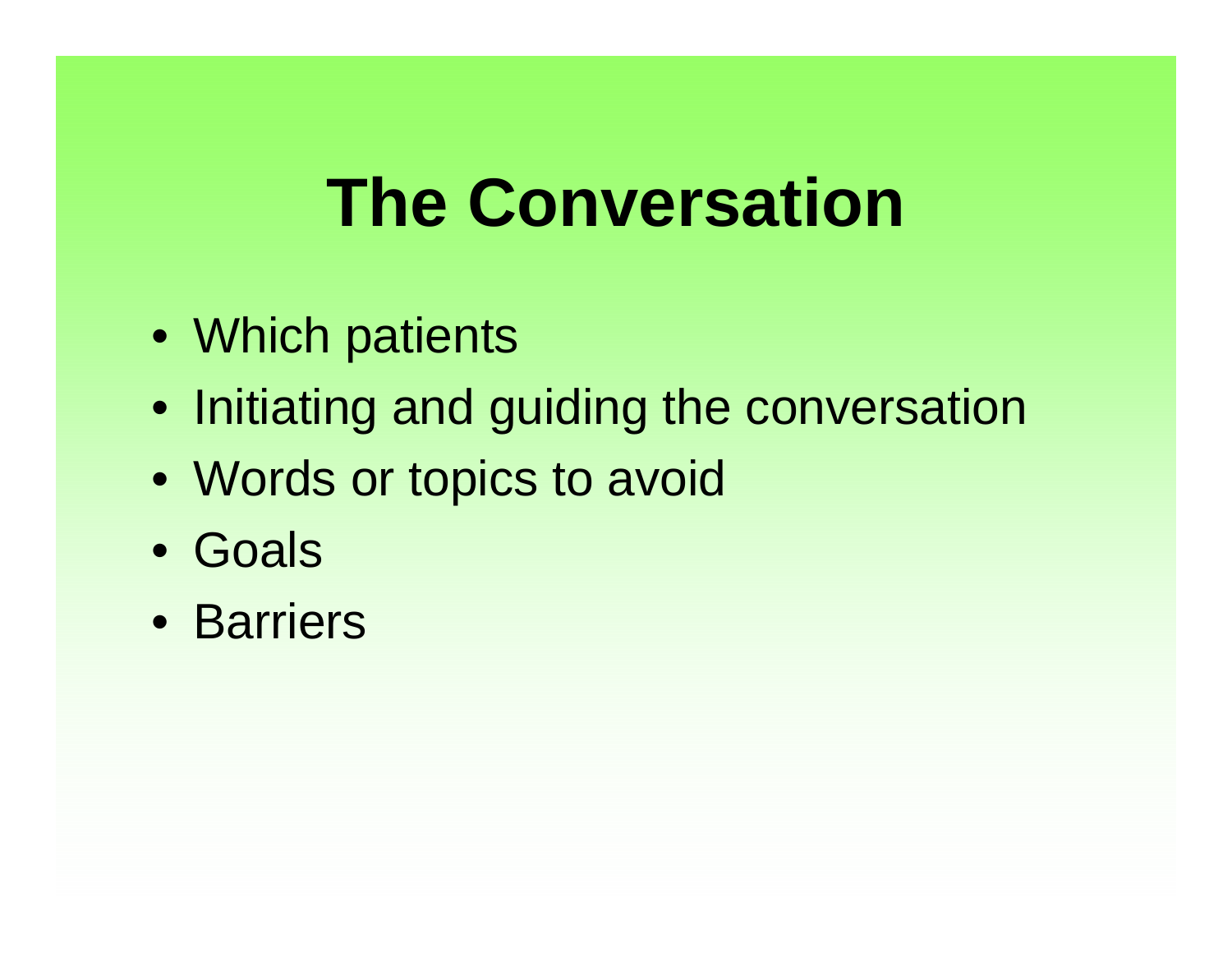# The Conversation

- Which patients
- Initiating and guiding the conversation
- Words or topics to avoid
- Goals
- Barriers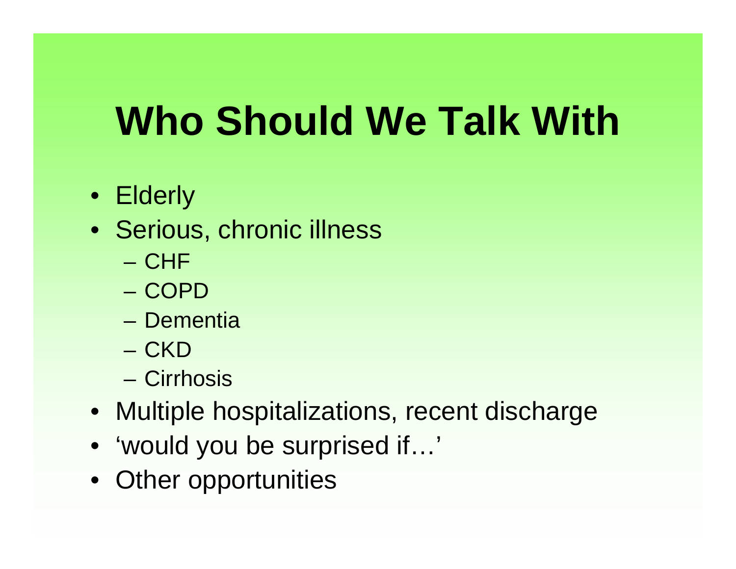# Who Should We Talk With

- Elderly
- Serious, chronic illness
  - CHF
  - COPD
  - Dementia
  - CKD
  - Cirrhosis
- Multiple hospitalizations, recent discharge
- 'would you be surprised if…'
- Other opportunities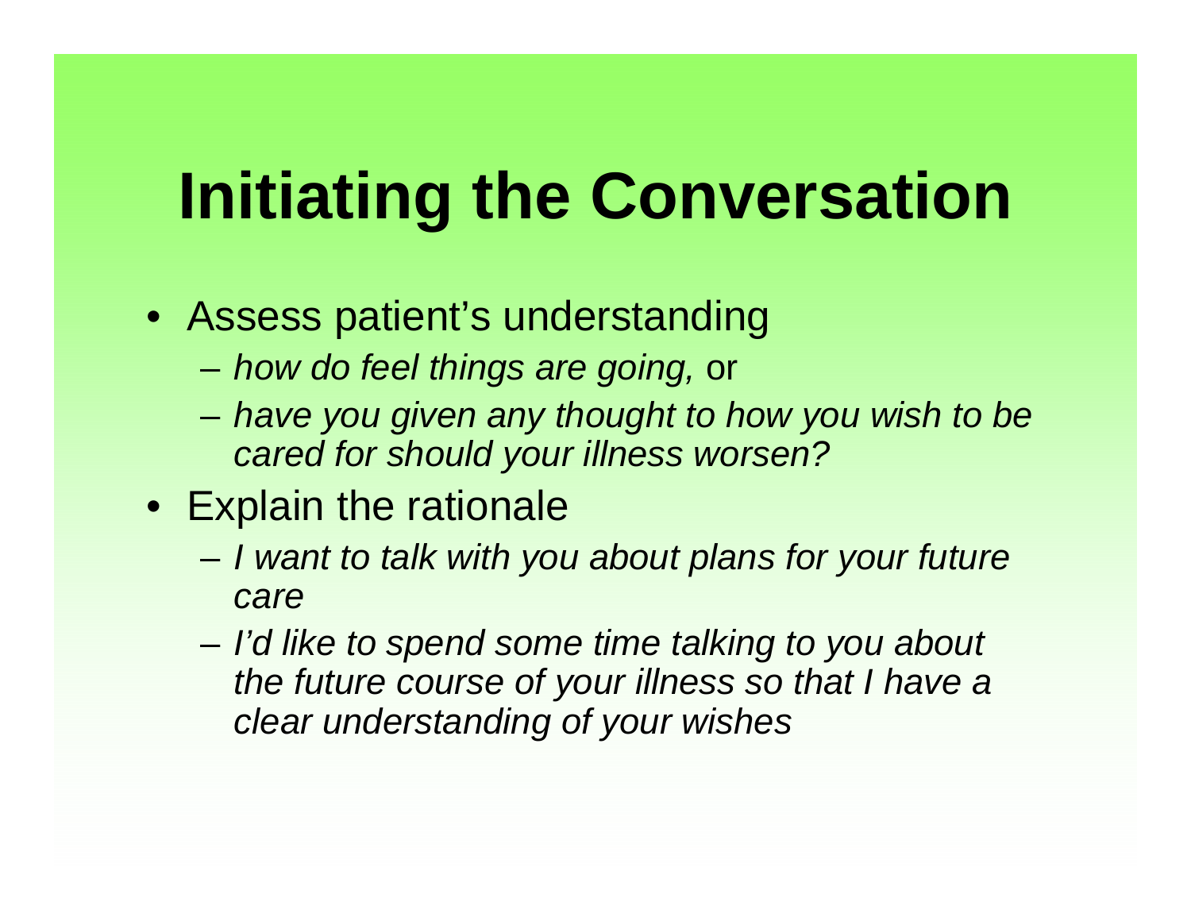# Initiating the Conversation

- Assess patient's understanding
  - *how do feel things are going,* or
  - *have you given any thought to how you wish to be cared for should your illness worsen?*
- Explain the rationale
  - *I want to talk with you about plans for your future care*
  - *I'd like to spend some time talking to you about the future course of your illness so that I have a clear understanding of your wishes*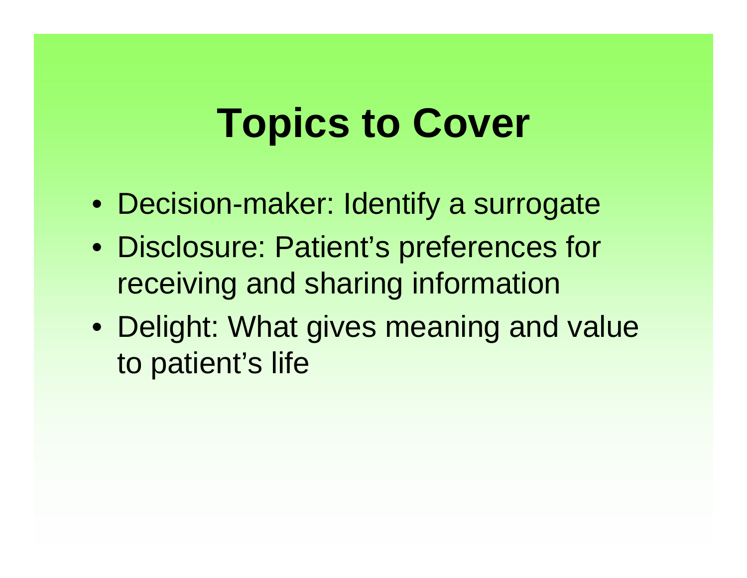# Topics to Cover

- Decision-maker: Identify a surrogate
- Disclosure: Patient's preferences for receiving and sharing information
- Delight: What gives meaning and value to patient's life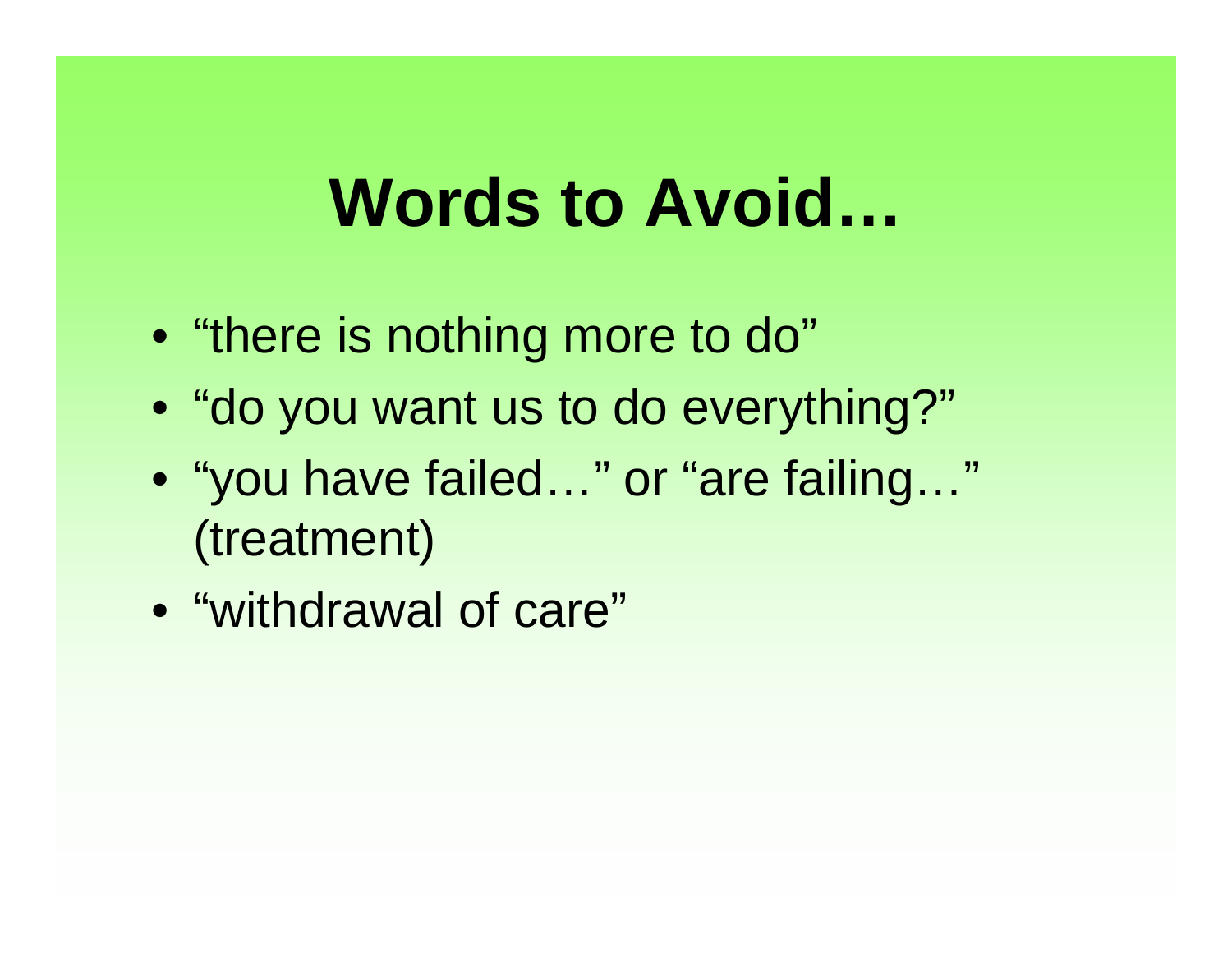# Words to Avoid…

- “there is nothing more to do”
- “do you want us to do everything?”
- “you have failed…” or “are failing…” (treatment)
- “withdrawal of care”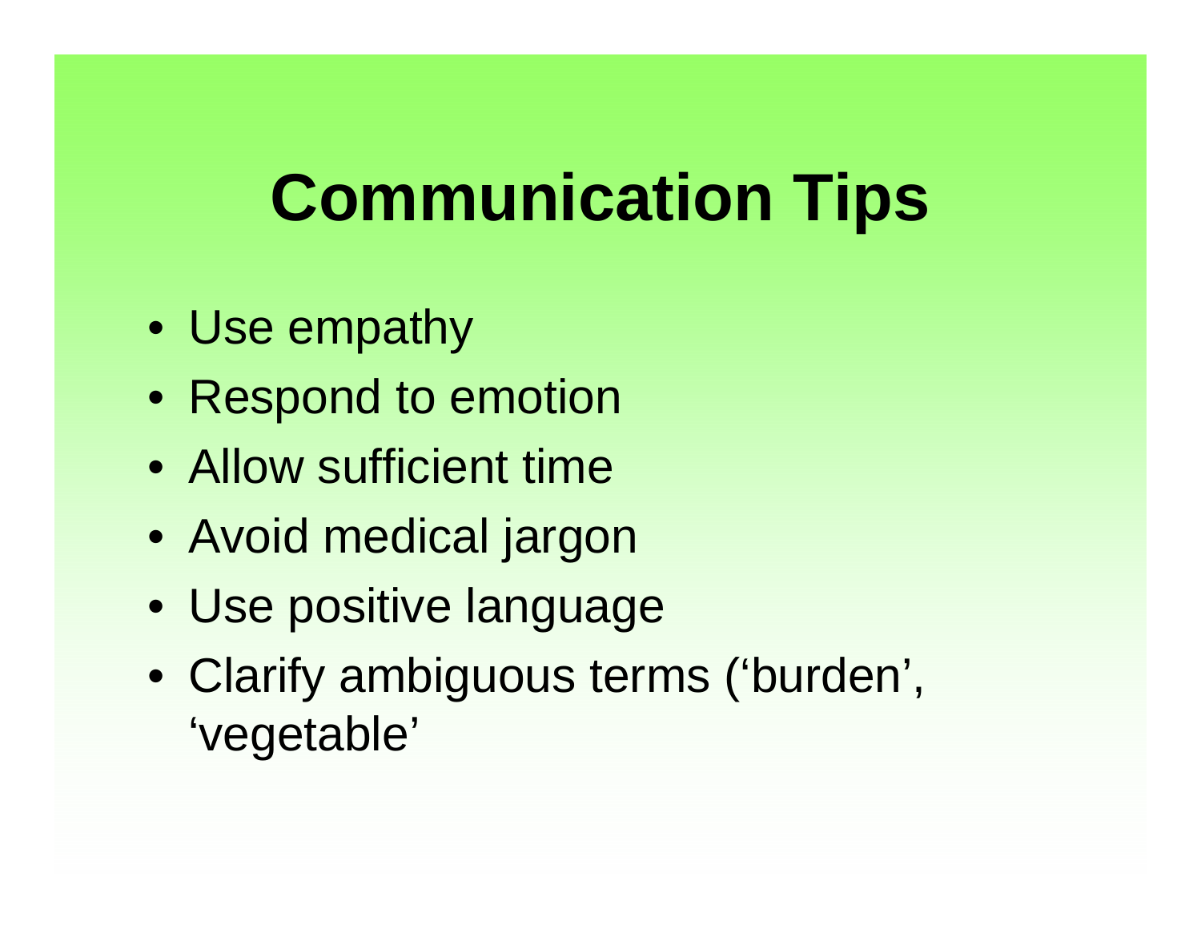# Communication Tips

- Use empathy
- Respond to emotion
- Allow sufficient time
- Avoid medical jargon
- Use positive language
- Clarify ambiguous terms (‘burden’, ‘vegetable’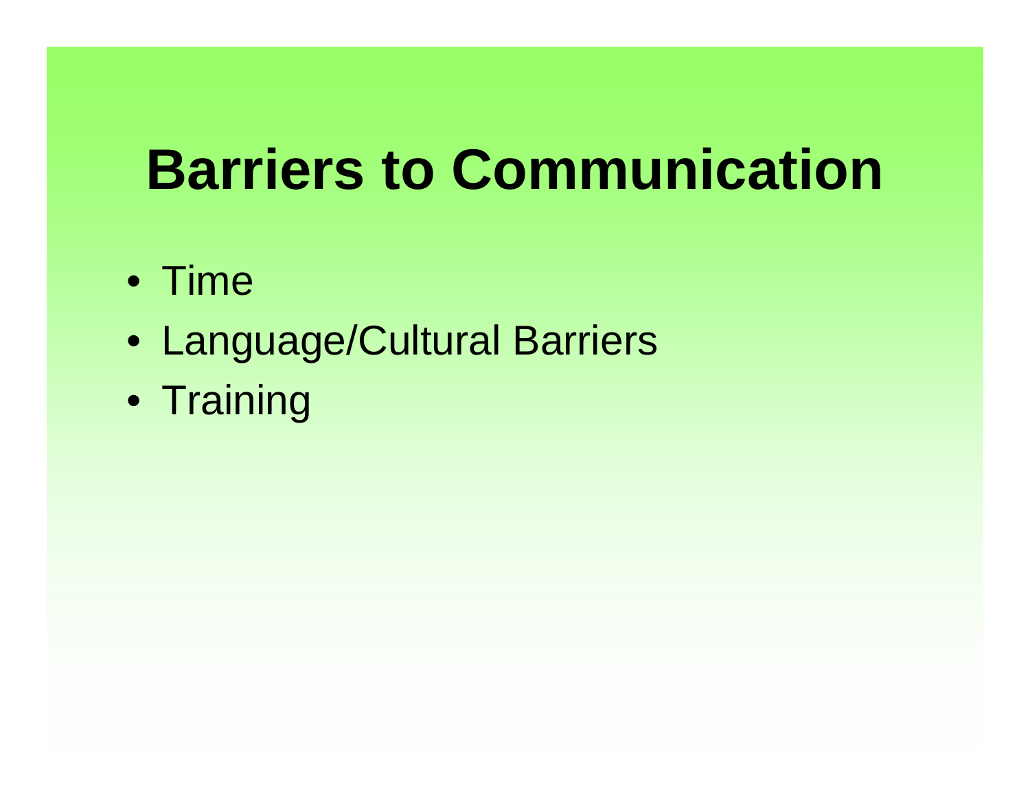# Barriers to Communication

- Time
- Language/Cultural Barriers
- Training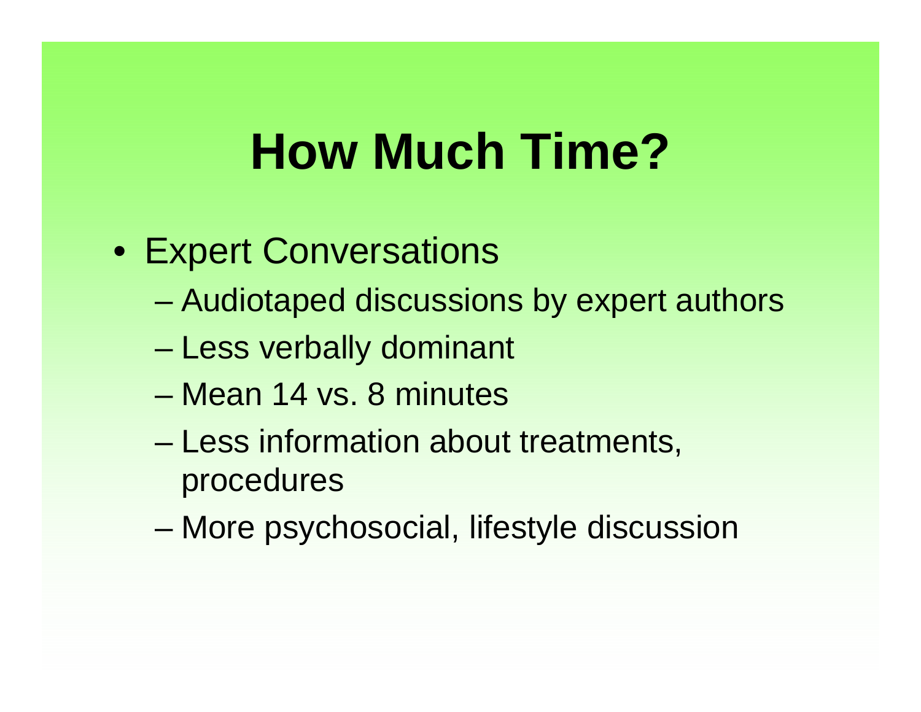# How Much Time?

- Expert Conversations
  - Audiotaped discussions by expert authors
  - Less verbally dominant
  - Mean 14 vs. 8 minutes
  - Less information about treatments, procedures
  - More psychosocial, lifestyle discussion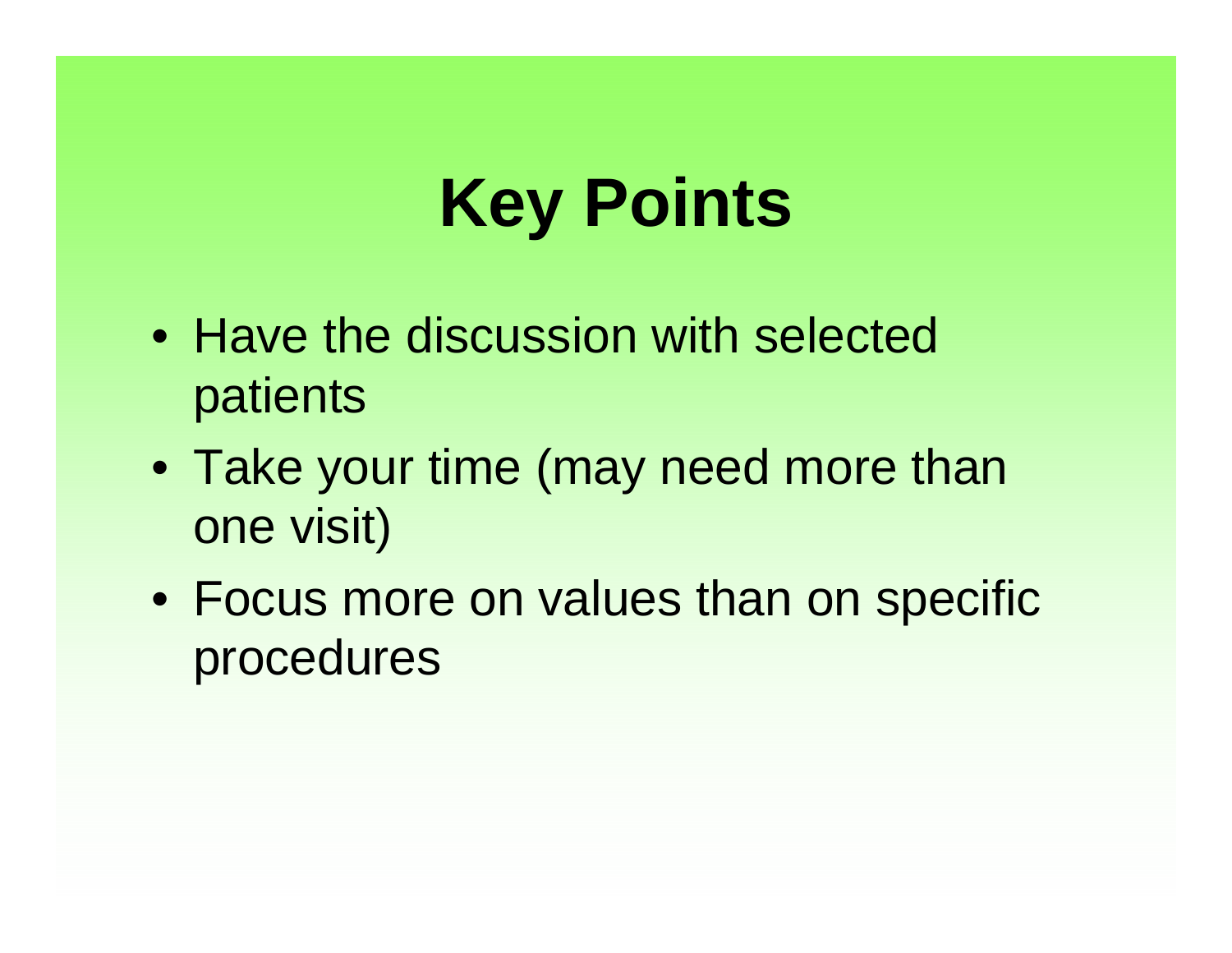# Key Points

- Have the discussion with selected patients
- Take your time (may need more than one visit)
- Focus more on values than on specific procedures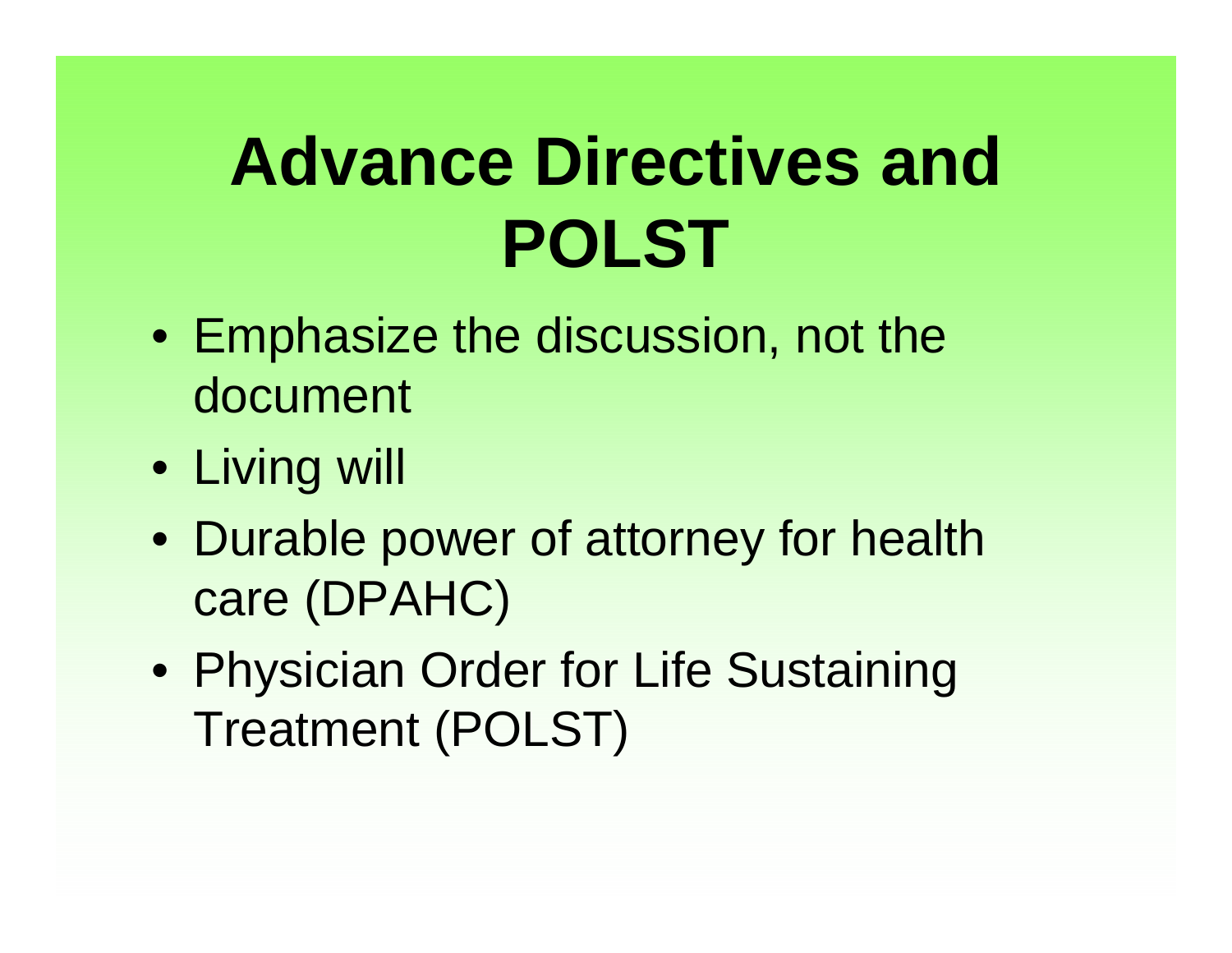# Advance Directives and POLST

- Emphasize the discussion, not the document
- Living will
- Durable power of attorney for health care (DPAHC)
- Physician Order for Life Sustaining Treatment (POLST)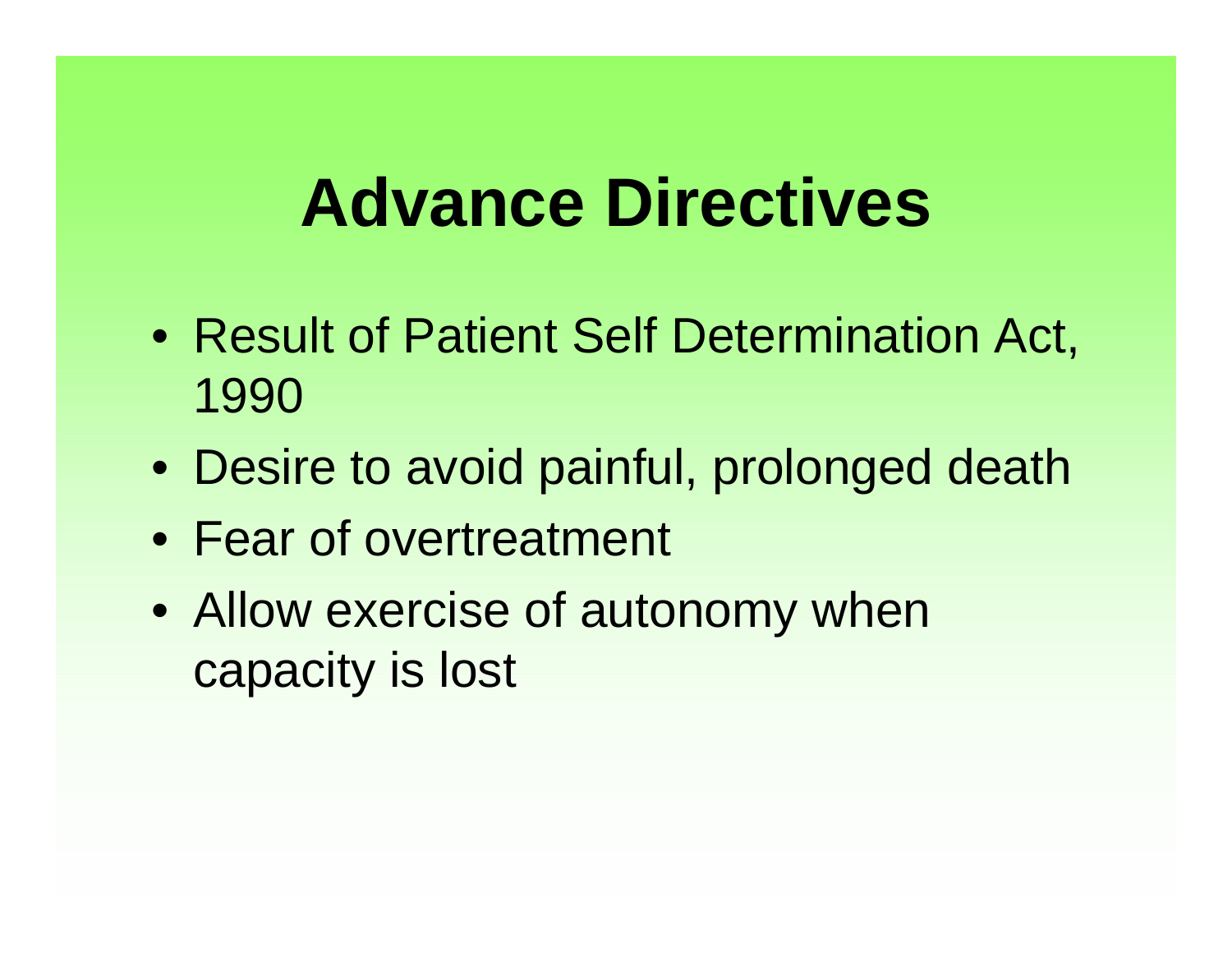# Advance Directives

- Result of Patient Self Determination Act, 1990
- Desire to avoid painful, prolonged death
- Fear of overtreatment
- Allow exercise of autonomy when capacity is lost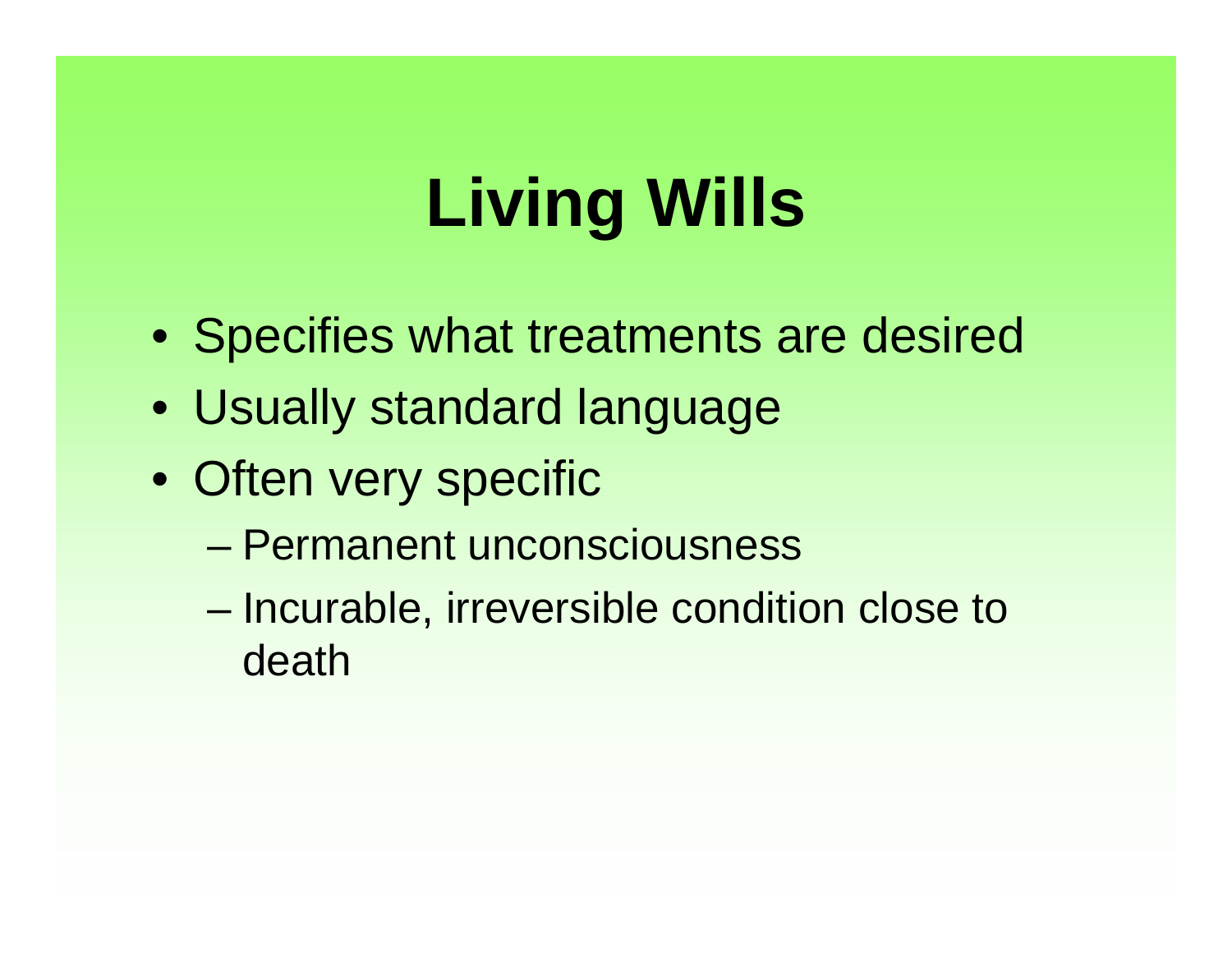# Living Wills

- Specifies what treatments are desired
- Usually standard language
- Often very specific
  - Permanent unconsciousness
  - Incurable, irreversible condition close to death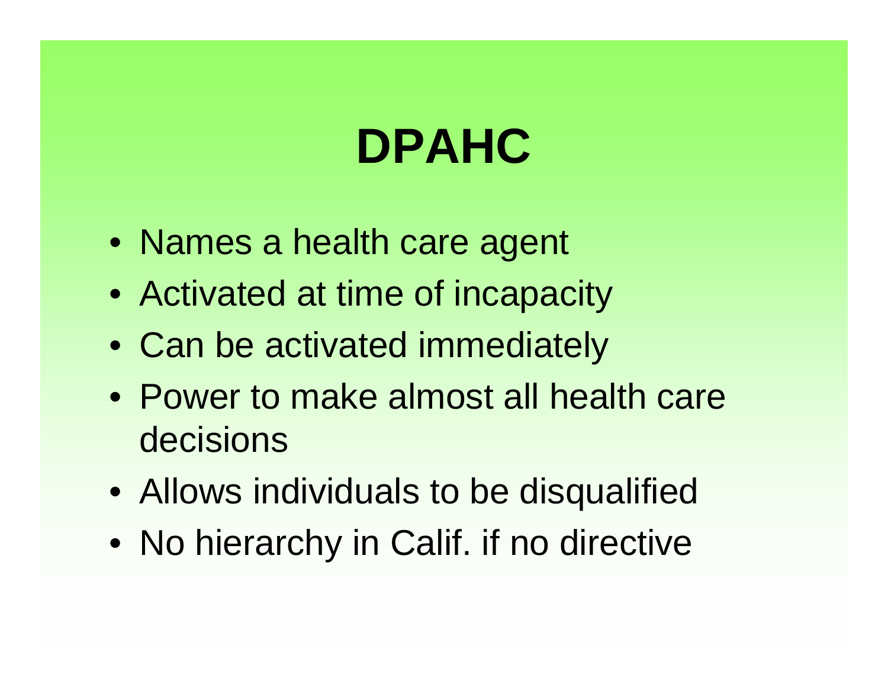# DPAHC

- Names a health care agent
- Activated at time of incapacity
- Can be activated immediately
- Power to make almost all health care decisions
- Allows individuals to be disqualified
- No hierarchy in Calif. if no directive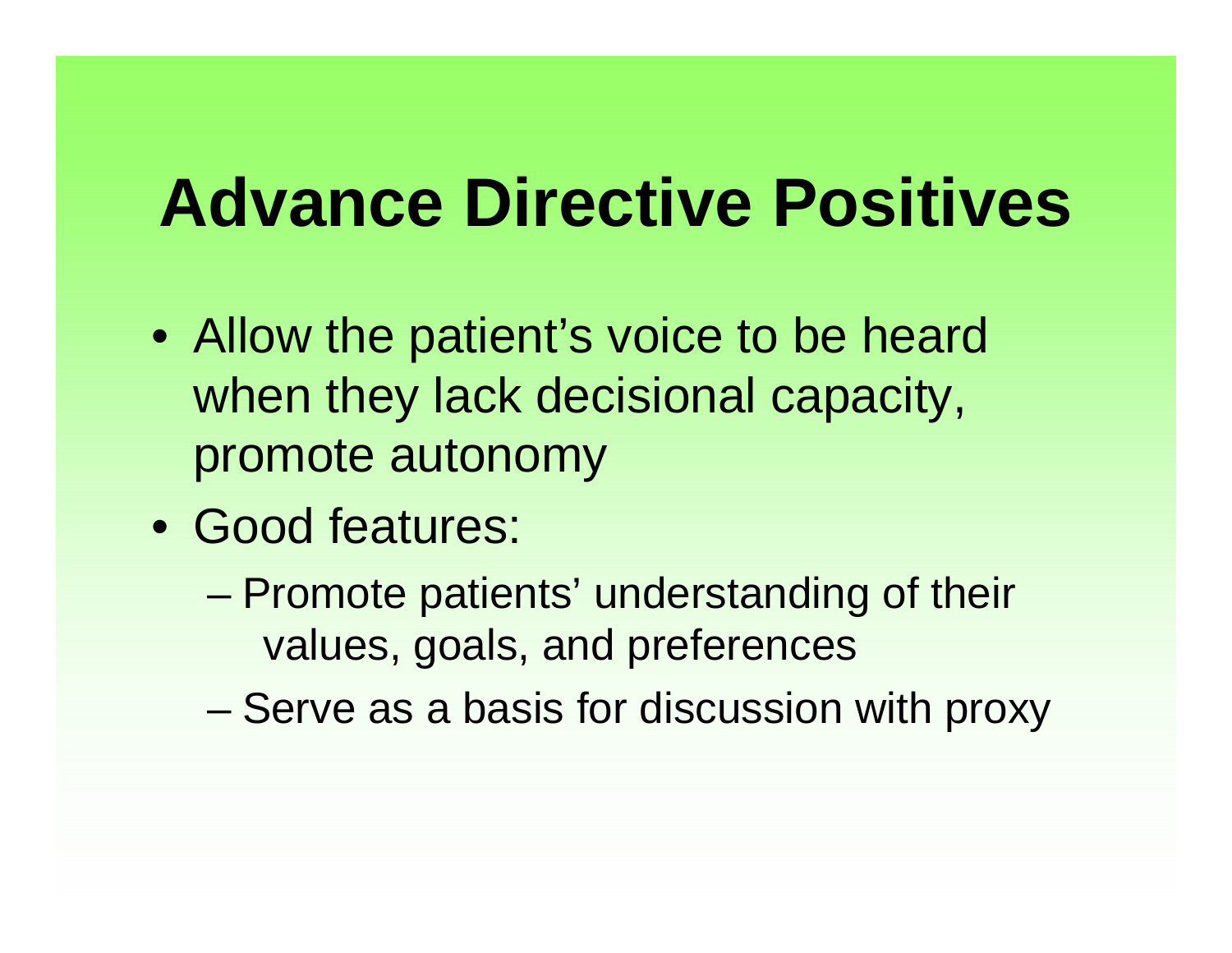# Advance Directive Positives

- Allow the patient's voice to be heard when they lack decisional capacity, promote autonomy
- Good features:
  - Promote patients' understanding of their values, goals, and preferences
  - Serve as a basis for discussion with proxy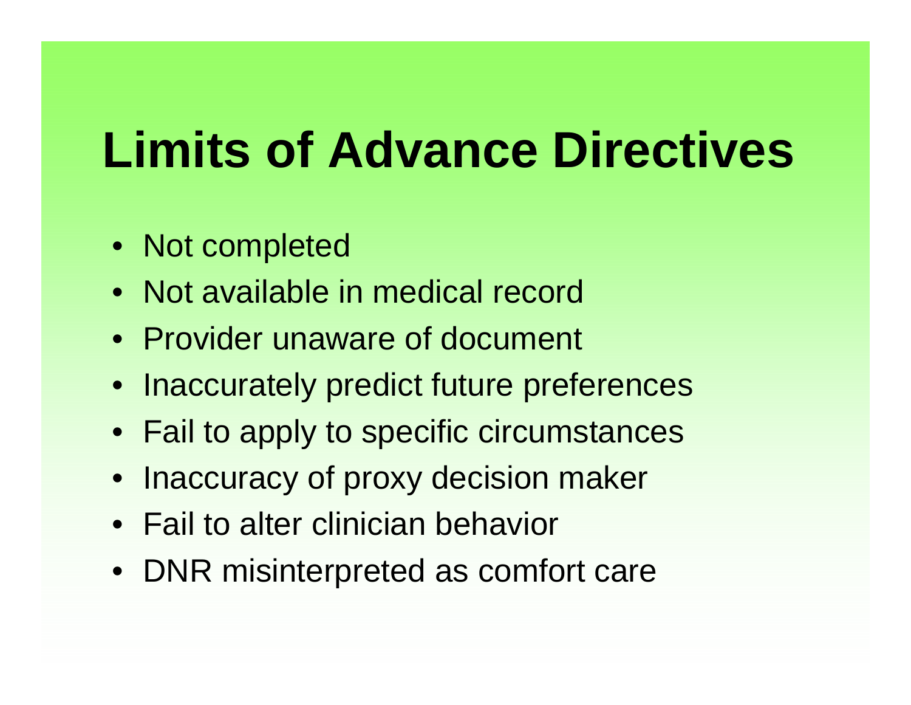# Limits of Advance Directives

- Not completed
- Not available in medical record
- Provider unaware of document
- Inaccurately predict future preferences
- Fail to apply to specific circumstances
- Inaccuracy of proxy decision maker
- Fail to alter clinician behavior
- DNR misinterpreted as comfort care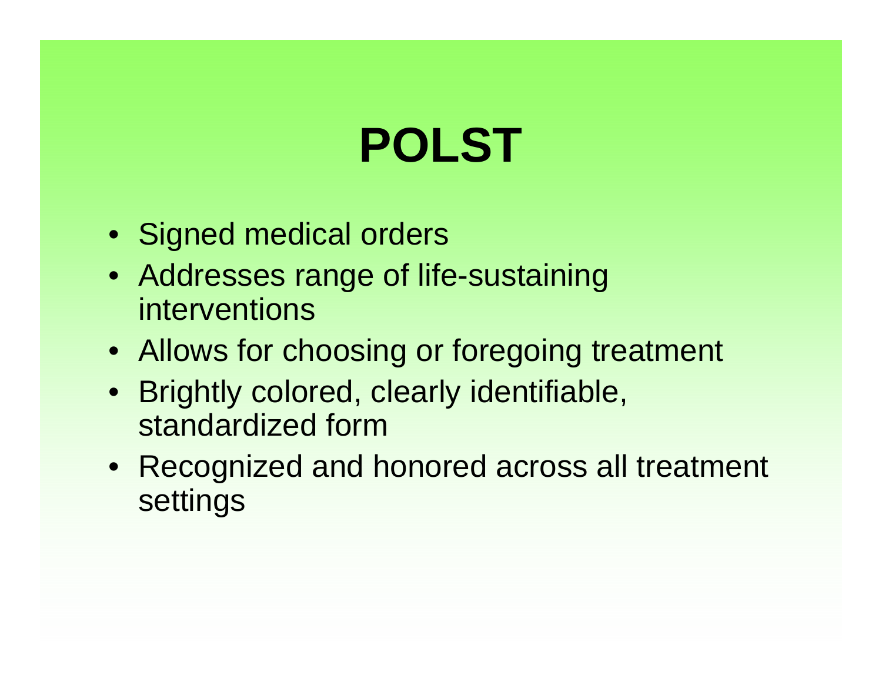# POLST

- Signed medical orders
- Addresses range of life-sustaining interventions
- Allows for choosing or foregoing treatment
- Brightly colored, clearly identifiable, standardized form
- Recognized and honored across all treatment settings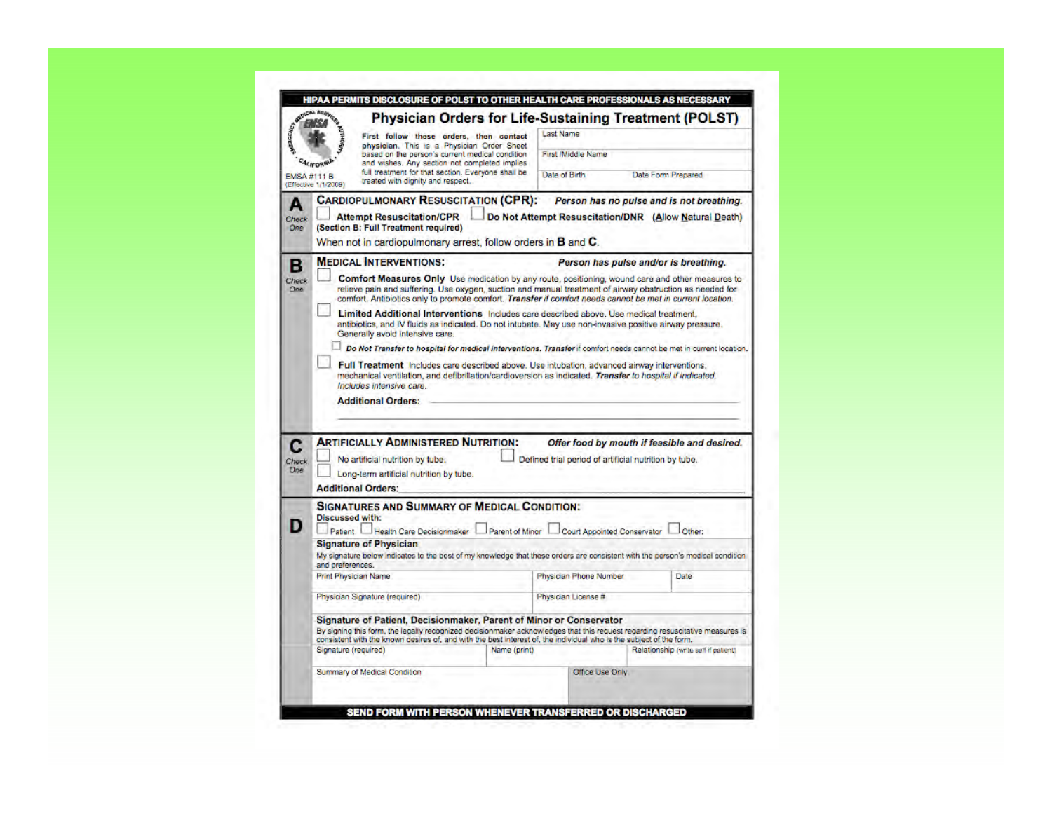**HIPAA PERMITS DISCLOSURE OF POLST TO OTHER HEALTH CARE PROFESSIONALS AS NECESSARY**

# Physician Orders for Life-Sustaining Treatment (POLST)

EMERGENCY MEDICAL SERVICES AUTHORITY · CALIFORNIA · EMSA

EMSA #111 B
(Effective 1/1/2009)

First follow these orders, then contact physician. This is a Physician Order Sheet based on the person's current medical condition and wishes. Any section not completed implies full treatment for that section. Everyone shall be treated with dignity and respect.

| | |
|---|---|
| Last Name | |
| First /Middle Name | |
| Date of Birth | Date Form Prepared |

## A — Check One

**CARDIOPULMONARY RESUSCITATION (CPR):** ***Person has no pulse and is not breathing.***

☐ **Attempt Resuscitation/CPR** (Section B: Full Treatment required) ☐ **Do Not Attempt Resuscitation/DNR** (Allow Natural Death)

When not in cardiopulmonary arrest, follow orders in **B** and **C**.

## B — Check One

**MEDICAL INTERVENTIONS:** ***Person has pulse and/or is breathing.***

☐ **Comfort Measures Only** Use medication by any route, positioning, wound care and other measures to relieve pain and suffering. Use oxygen, suction and manual treatment of airway obstruction as needed for comfort. Antibiotics only to promote comfort. ***Transfer** if comfort needs cannot be met in current location.*

☐ **Limited Additional Interventions** Includes care described above. Use medical treatment, antibiotics, and IV fluids as indicated. Do not intubate. May use non-invasive positive airway pressure. Generally avoid intensive care.

☐ ***Do Not Transfer to hospital for medical interventions. Transfer** if comfort needs cannot be met in current location.*

☐ **Full Treatment** Includes care described above. Use intubation, advanced airway interventions, mechanical ventilation, and defibrillation/cardioversion as indicated. ***Transfer** to hospital if indicated. Includes intensive care.*

**Additional Orders:** ______________________________

## C — Check One

**ARTIFICIALLY ADMINISTERED NUTRITION:** ***Offer food by mouth if feasible and desired.***

☐ No artificial nutrition by tube. ☐ Defined trial period of artificial nutrition by tube.

☐ Long-term artificial nutrition by tube.

**Additional Orders:** ______________________________

## D

**SIGNATURES AND SUMMARY OF MEDICAL CONDITION:**

**Discussed with:**
☐ Patient ☐ Health Care Decisionmaker ☐ Parent of Minor ☐ Court Appointed Conservator ☐ Other:

**Signature of Physician**

My signature below indicates to the best of my knowledge that these orders are consistent with the person's medical condition and preferences.

| | | |
|---|---|---|
| Print Physician Name | Physician Phone Number | Date |
| Physician Signature (required) | Physician License # | |

**Signature of Patient, Decisionmaker, Parent of Minor or Conservator**

By signing this form, the legally recognized decisionmaker acknowledges that this request regarding resuscitative measures is consistent with the known desires of, and with the best interest of, the individual who is the subject of the form.

| | | |
|---|---|---|
| Signature (required) | Name (print) | Relationship (write self if patient) |

| | |
|---|---|
| Summary of Medical Condition | Office Use Only |

**SEND FORM WITH PERSON WHENEVER TRANSFERRED OR DISCHARGED**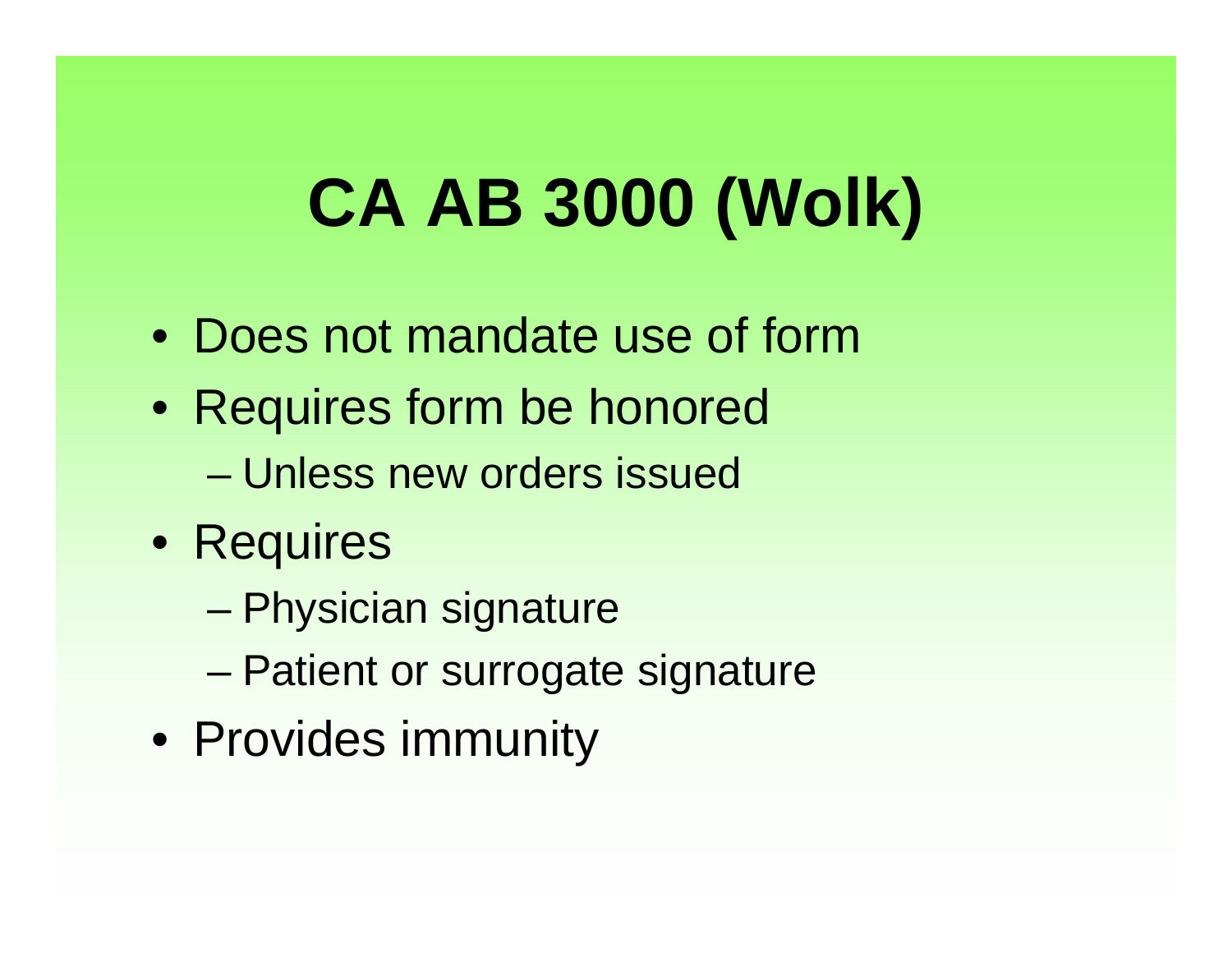# CA AB 3000 (Wolk)

- Does not mandate use of form
- Requires form be honored
  - Unless new orders issued
- Requires
  - Physician signature
  - Patient or surrogate signature
- Provides immunity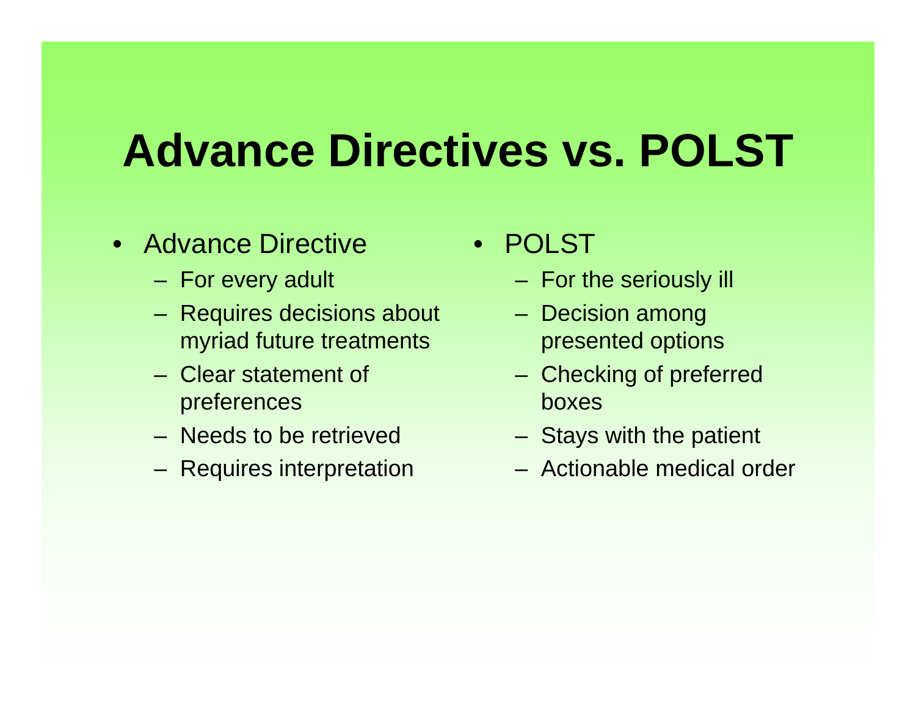# Advance Directives vs. POLST

- Advance Directive
  - For every adult
  - Requires decisions about myriad future treatments
  - Clear statement of preferences
  - Needs to be retrieved
  - Requires interpretation

- POLST
  - For the seriously ill
  - Decision among presented options
  - Checking of preferred boxes
  - Stays with the patient
  - Actionable medical order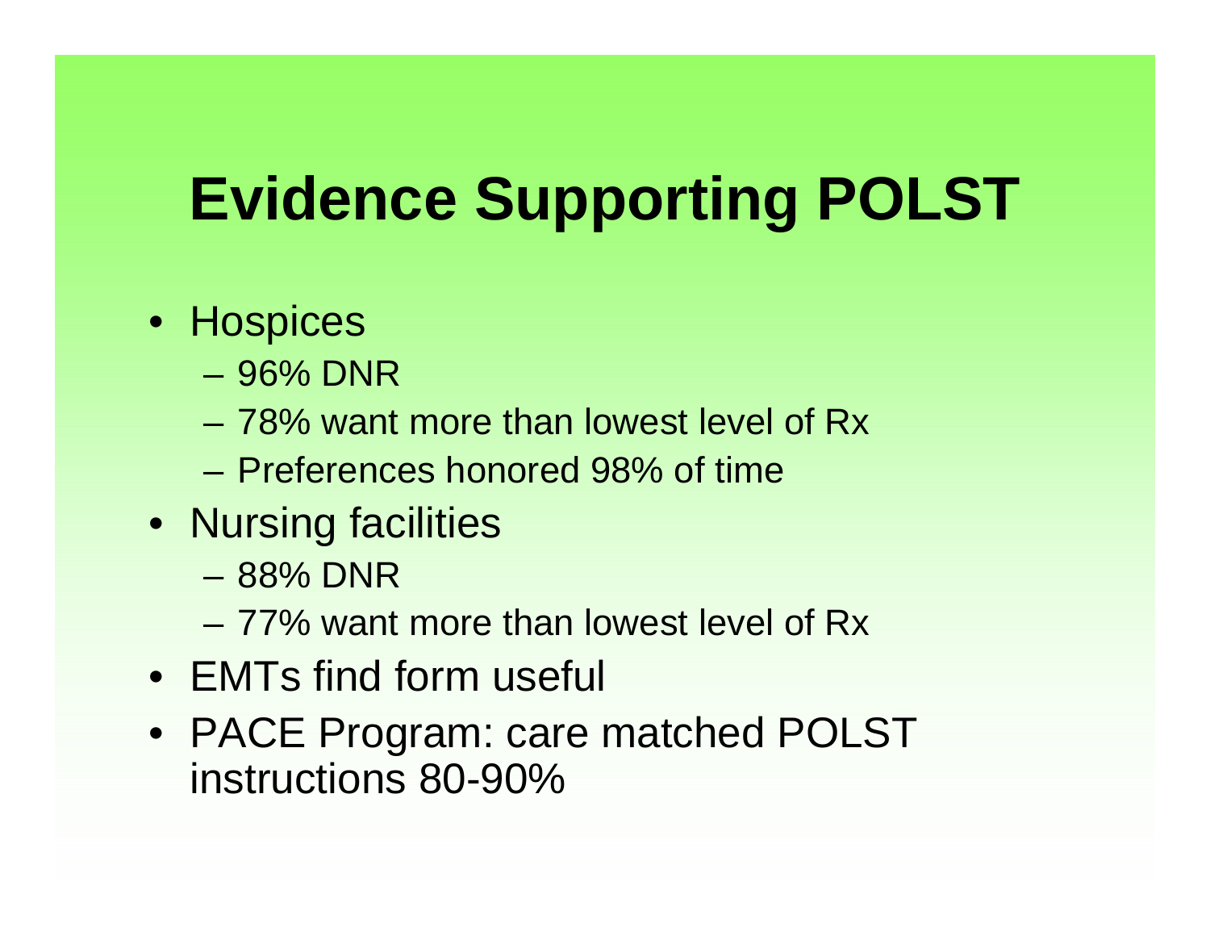# Evidence Supporting POLST

- Hospices
  - 96% DNR
  - 78% want more than lowest level of Rx
  - Preferences honored 98% of time
- Nursing facilities
  - 88% DNR
  - 77% want more than lowest level of Rx
- EMTs find form useful
- PACE Program: care matched POLST instructions 80-90%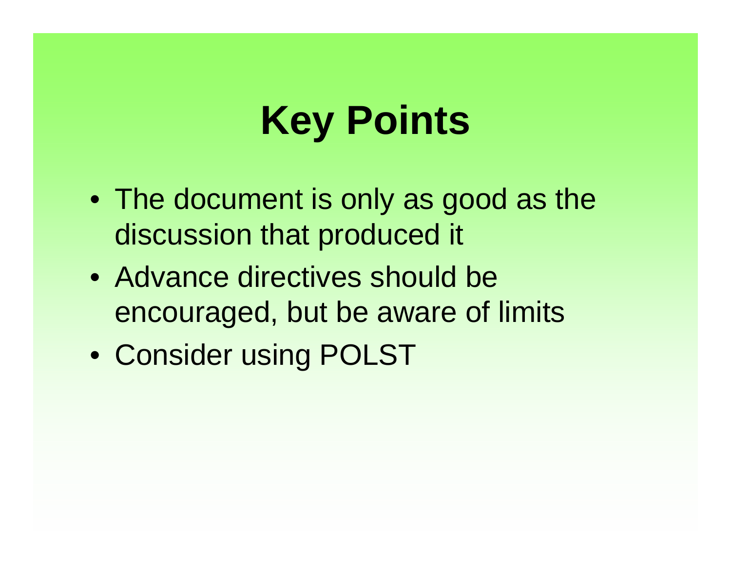# Key Points

- The document is only as good as the discussion that produced it
- Advance directives should be encouraged, but be aware of limits
- Consider using POLST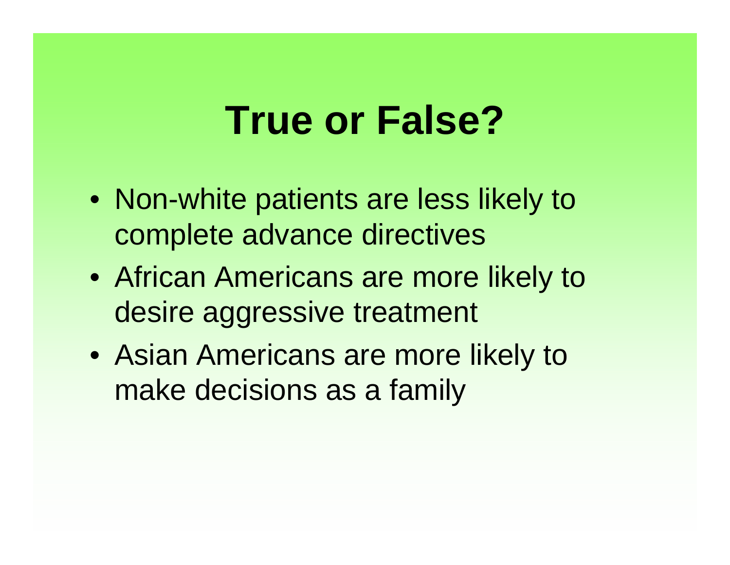# True or False?

- Non-white patients are less likely to complete advance directives
- African Americans are more likely to desire aggressive treatment
- Asian Americans are more likely to make decisions as a family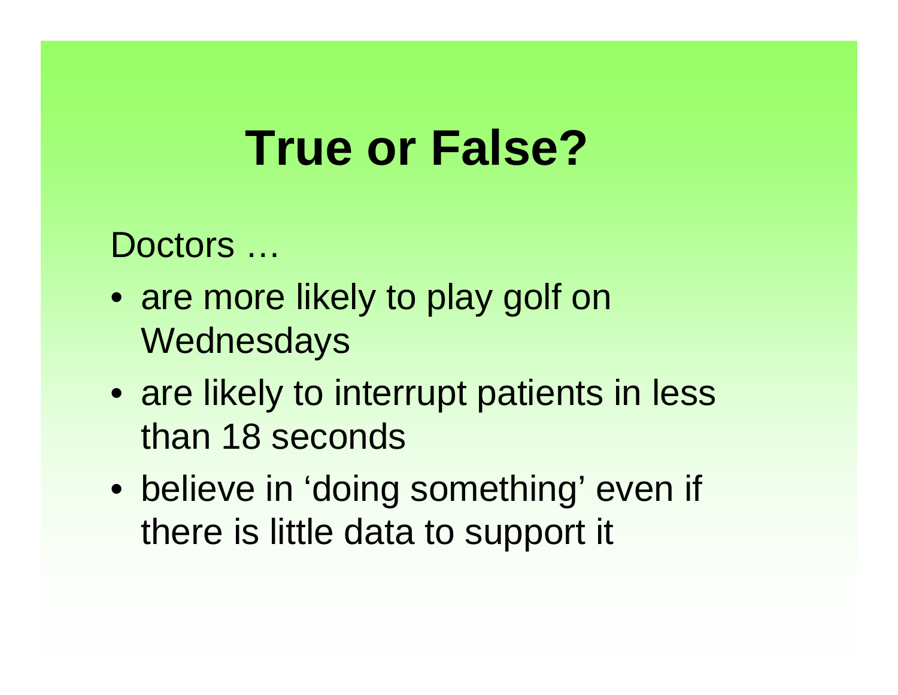# True or False?

Doctors …

- are more likely to play golf on Wednesdays
- are likely to interrupt patients in less than 18 seconds
- believe in ‘doing something’ even if there is little data to support it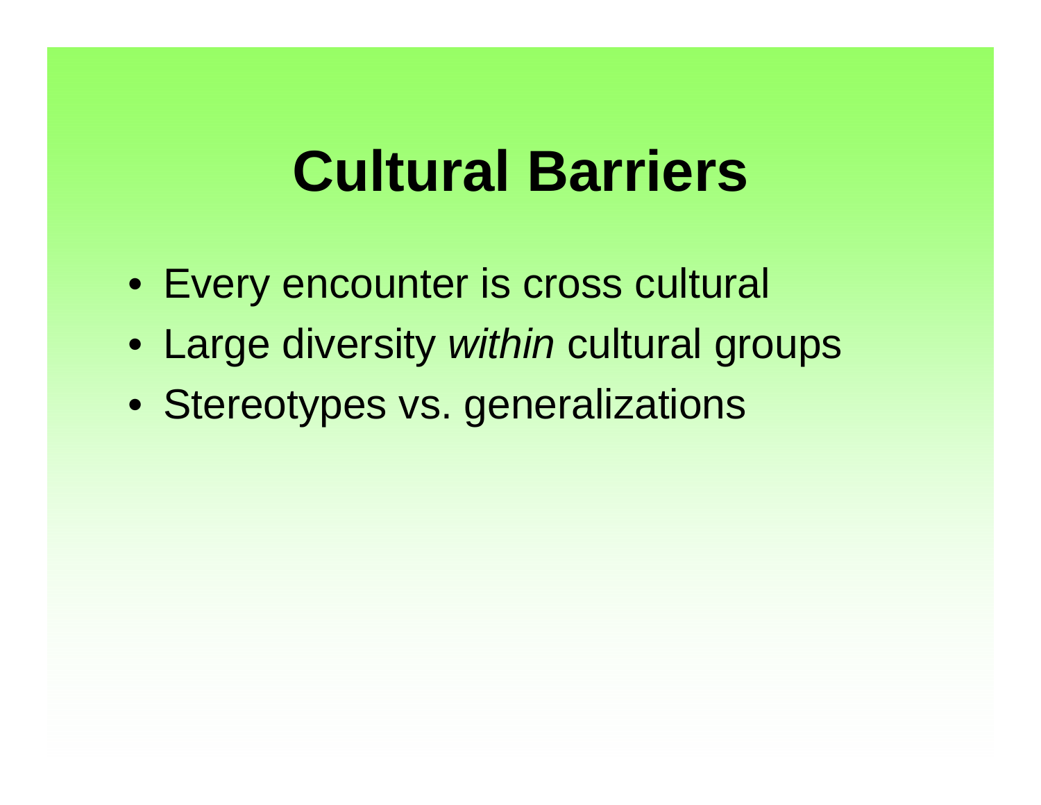# Cultural Barriers

- Every encounter is cross cultural
- Large diversity *within* cultural groups
- Stereotypes vs. generalizations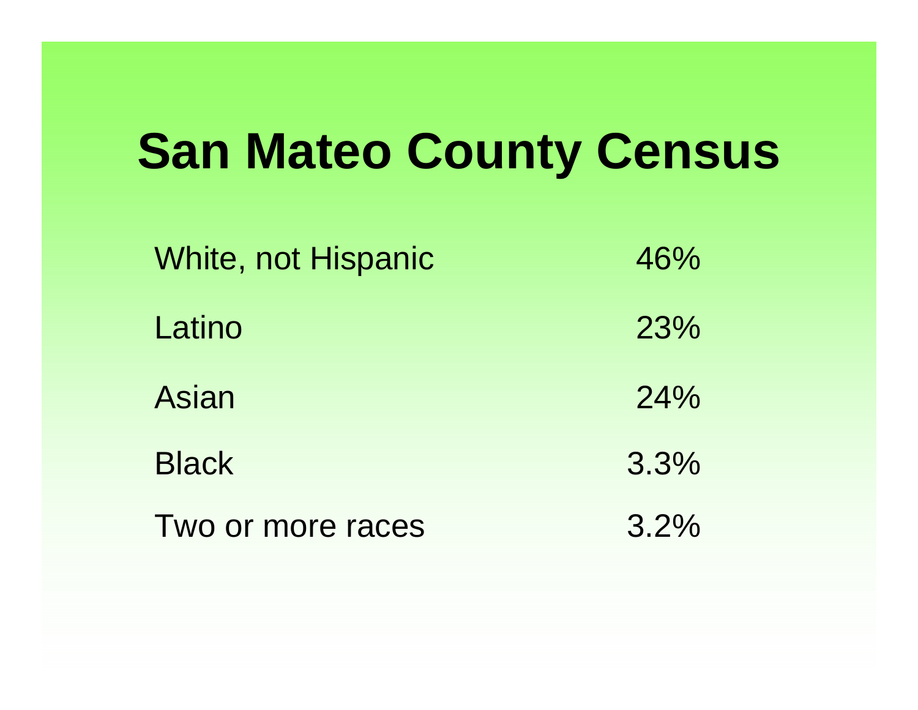# San Mateo County Census

| | |
|---|---|
| White, not Hispanic | 46% |
| Latino | 23% |
| Asian | 24% |
| Black | 3.3% |
| Two or more races | 3.2% |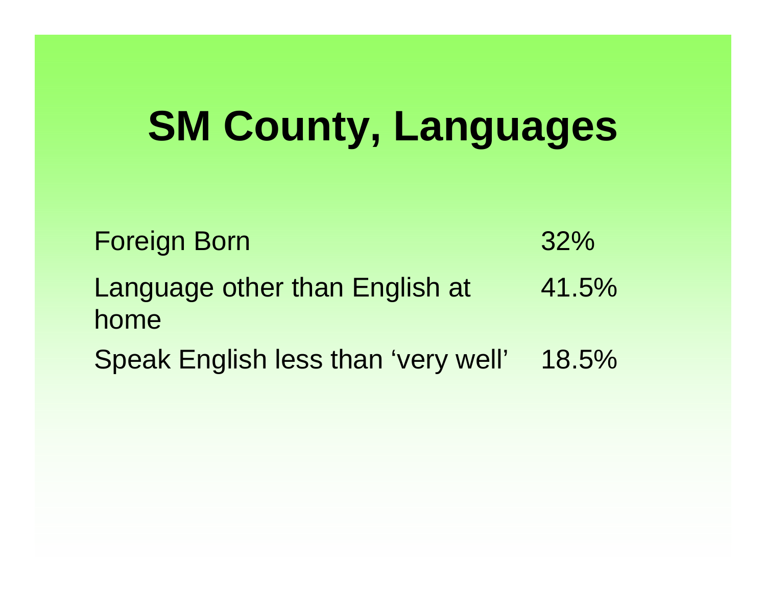# SM County, Languages

| | |
|---|---|
| Foreign Born | 32% |
| Language other than English at home | 41.5% |
| Speak English less than 'very well' | 18.5% |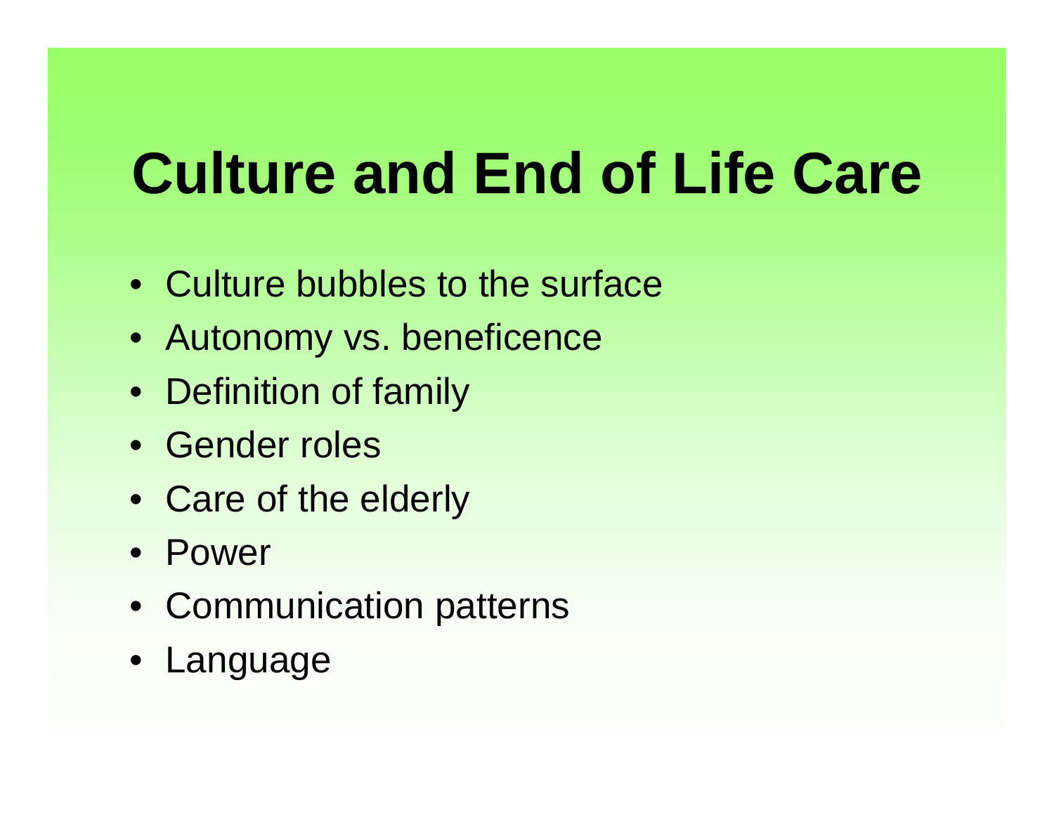# Culture and End of Life Care

- Culture bubbles to the surface
- Autonomy vs. beneficence
- Definition of family
- Gender roles
- Care of the elderly
- Power
- Communication patterns
- Language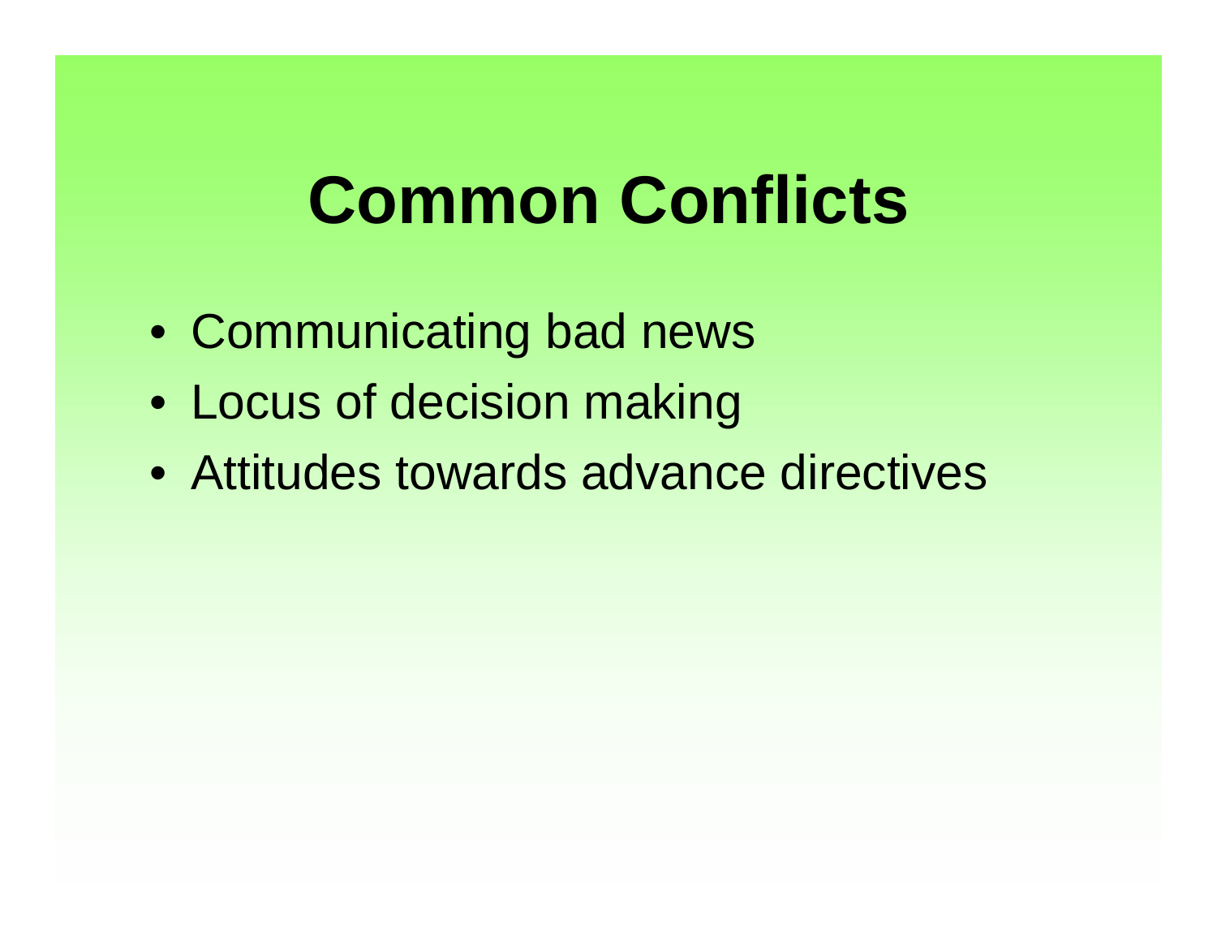# Common Conflicts

- Communicating bad news
- Locus of decision making
- Attitudes towards advance directives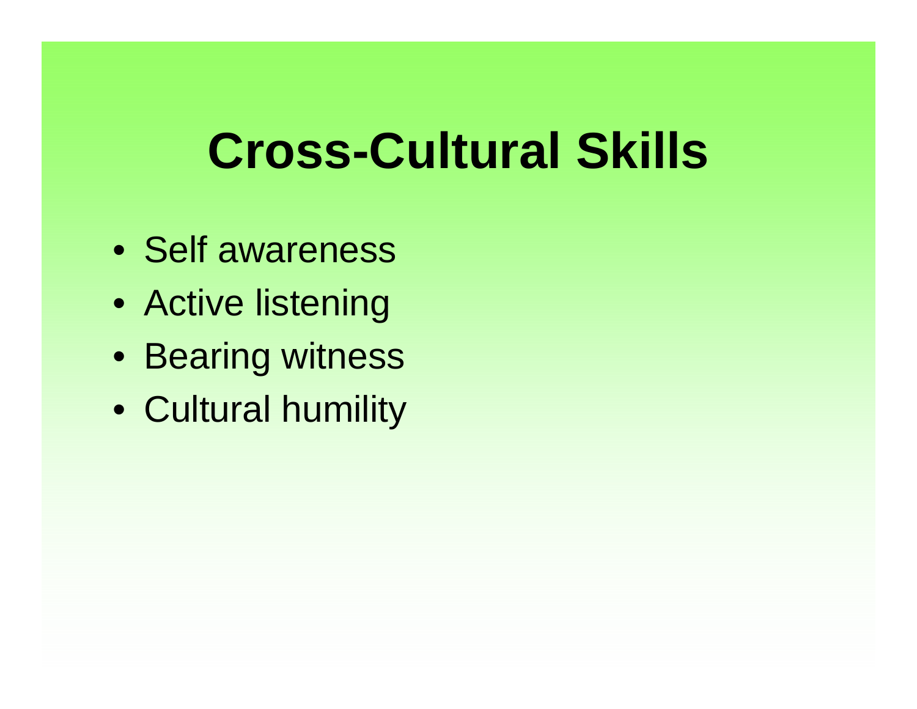# Cross-Cultural Skills

- Self awareness
- Active listening
- Bearing witness
- Cultural humility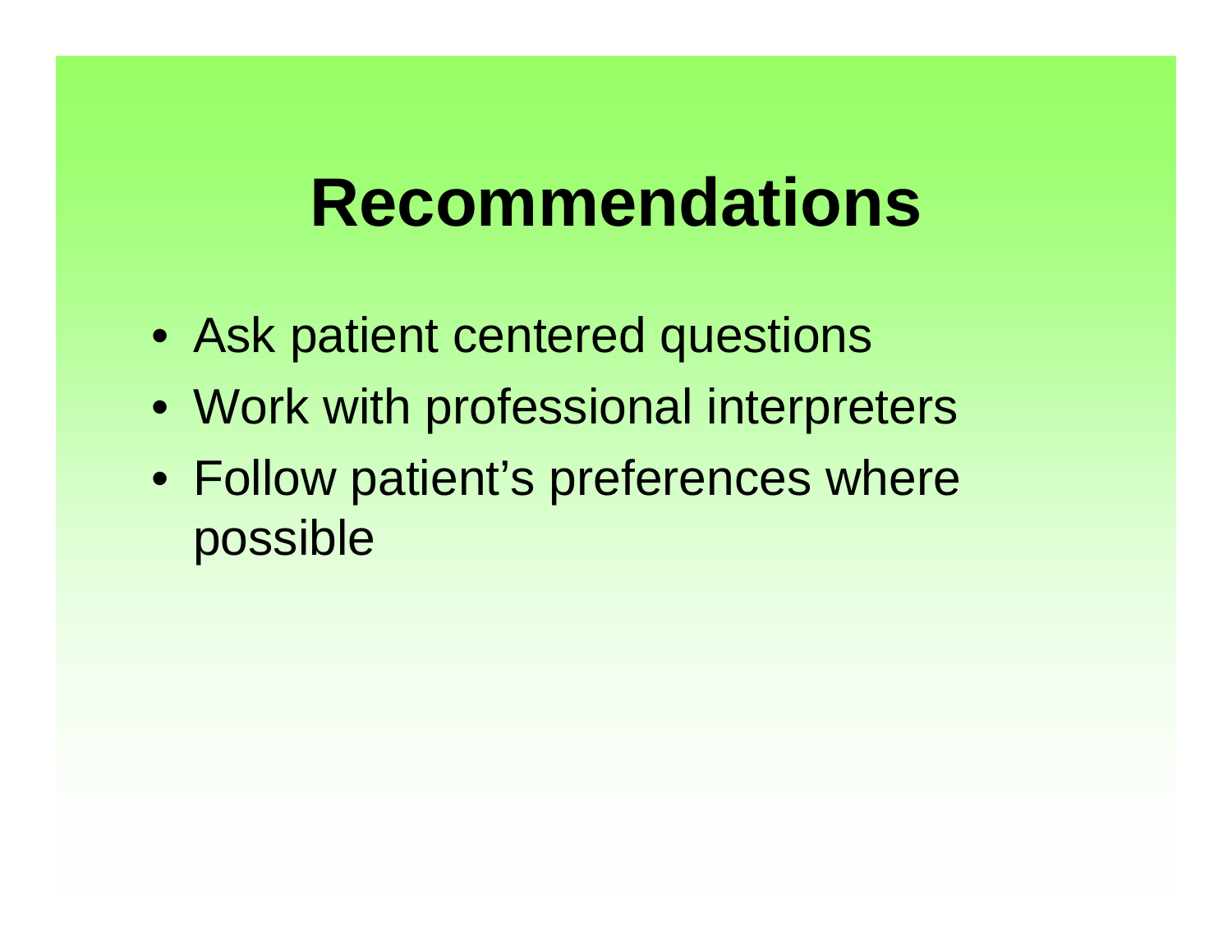# Recommendations

- Ask patient centered questions
- Work with professional interpreters
- Follow patient's preferences where possible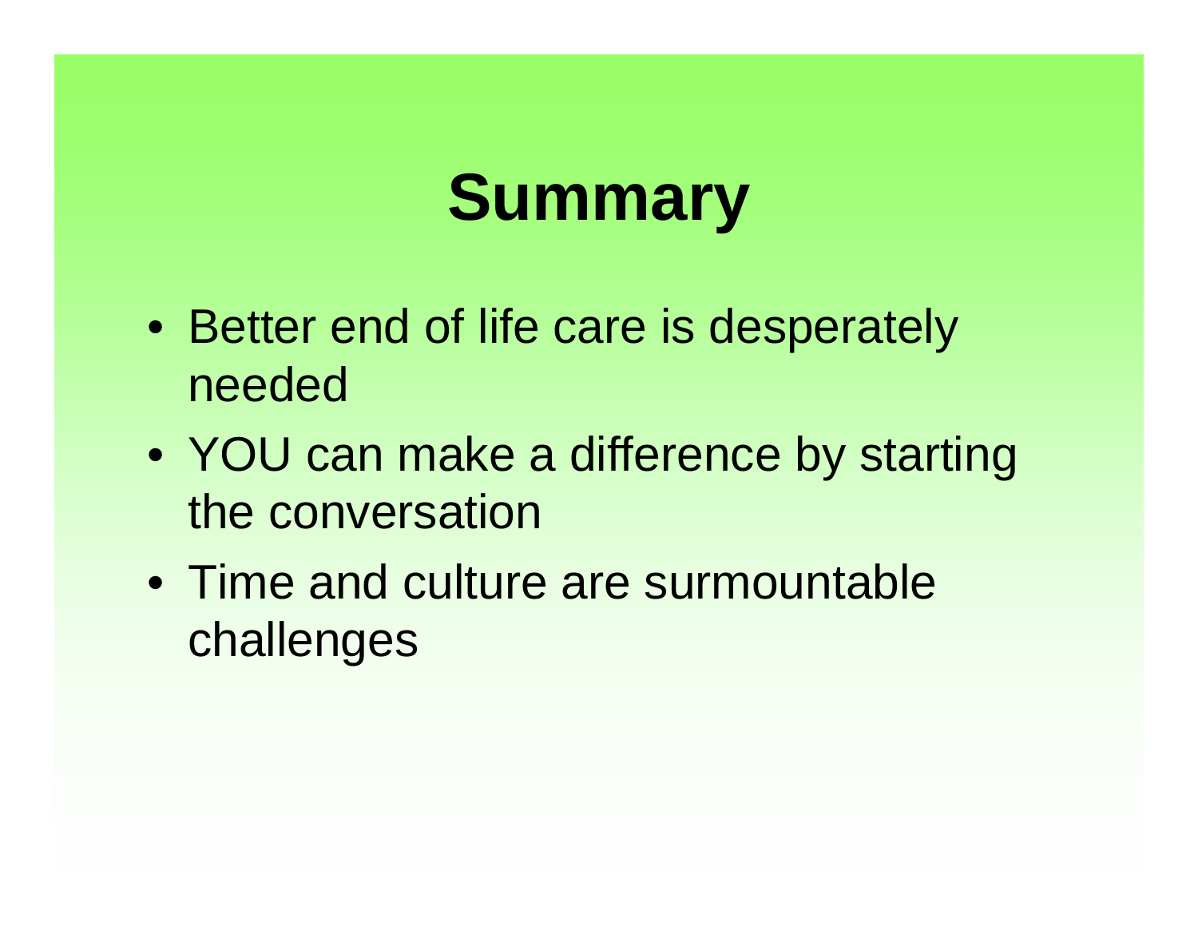# Summary

- Better end of life care is desperately needed
- YOU can make a difference by starting the conversation
- Time and culture are surmountable challenges